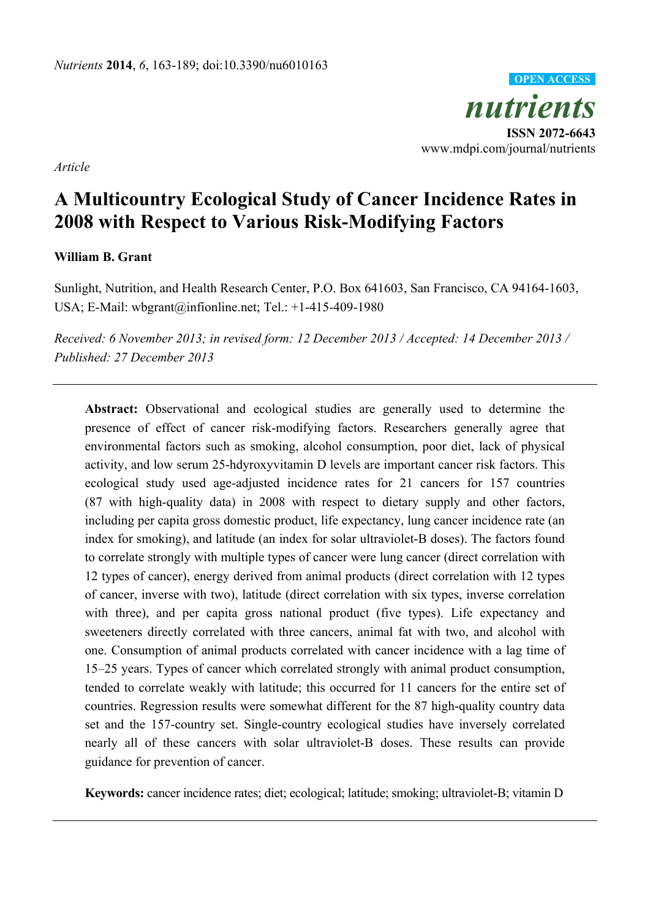*Article*

# A Multicountry Ecological Study of Cancer Incidence Rates in 2008 with Respect to Various Risk-Modifying Factors

**William B. Grant**

Sunlight, Nutrition, and Health Research Center, P.O. Box 641603, San Francisco, CA 94164-1603, USA; E-Mail: wbgrant@infionline.net; Tel.: +1-415-409-1980

*Received: 6 November 2013; in revised form: 12 December 2013 / Accepted: 14 December 2013 / Published: 27 December 2013*

---

**Abstract:** Observational and ecological studies are generally used to determine the presence of effect of cancer risk-modifying factors. Researchers generally agree that environmental factors such as smoking, alcohol consumption, poor diet, lack of physical activity, and low serum 25-hdyroxyvitamin D levels are important cancer risk factors. This ecological study used age-adjusted incidence rates for 21 cancers for 157 countries (87 with high-quality data) in 2008 with respect to dietary supply and other factors, including per capita gross domestic product, life expectancy, lung cancer incidence rate (an index for smoking), and latitude (an index for solar ultraviolet-B doses). The factors found to correlate strongly with multiple types of cancer were lung cancer (direct correlation with 12 types of cancer), energy derived from animal products (direct correlation with 12 types of cancer, inverse with two), latitude (direct correlation with six types, inverse correlation with three), and per capita gross national product (five types). Life expectancy and sweeteners directly correlated with three cancers, animal fat with two, and alcohol with one. Consumption of animal products correlated with cancer incidence with a lag time of 15–25 years. Types of cancer which correlated strongly with animal product consumption, tended to correlate weakly with latitude; this occurred for 11 cancers for the entire set of countries. Regression results were somewhat different for the 87 high-quality country data set and the 157-country set. Single-country ecological studies have inversely correlated nearly all of these cancers with solar ultraviolet-B doses. These results can provide guidance for prevention of cancer.

**Keywords:** cancer incidence rates; diet; ecological; latitude; smoking; ultraviolet-B; vitamin D

---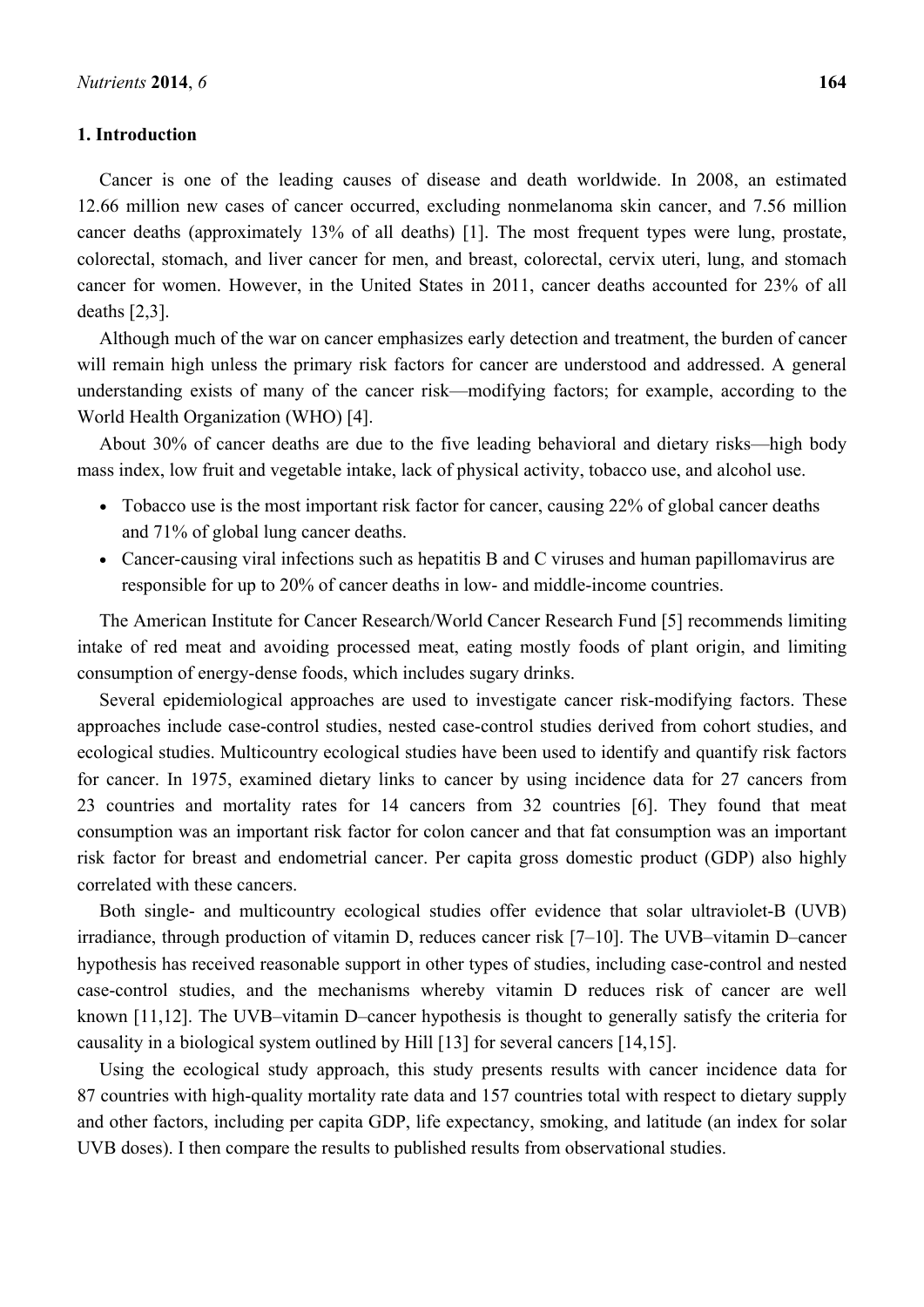## 1. Introduction

Cancer is one of the leading causes of disease and death worldwide. In 2008, an estimated 12.66 million new cases of cancer occurred, excluding nonmelanoma skin cancer, and 7.56 million cancer deaths (approximately 13% of all deaths) [1]. The most frequent types were lung, prostate, colorectal, stomach, and liver cancer for men, and breast, colorectal, cervix uteri, lung, and stomach cancer for women. However, in the United States in 2011, cancer deaths accounted for 23% of all deaths [2,3].

Although much of the war on cancer emphasizes early detection and treatment, the burden of cancer will remain high unless the primary risk factors for cancer are understood and addressed. A general understanding exists of many of the cancer risk—modifying factors; for example, according to the World Health Organization (WHO) [4].

About 30% of cancer deaths are due to the five leading behavioral and dietary risks—high body mass index, low fruit and vegetable intake, lack of physical activity, tobacco use, and alcohol use.

- Tobacco use is the most important risk factor for cancer, causing 22% of global cancer deaths and 71% of global lung cancer deaths.
- Cancer-causing viral infections such as hepatitis B and C viruses and human papillomavirus are responsible for up to 20% of cancer deaths in low- and middle-income countries.

The American Institute for Cancer Research/World Cancer Research Fund [5] recommends limiting intake of red meat and avoiding processed meat, eating mostly foods of plant origin, and limiting consumption of energy-dense foods, which includes sugary drinks.

Several epidemiological approaches are used to investigate cancer risk-modifying factors. These approaches include case-control studies, nested case-control studies derived from cohort studies, and ecological studies. Multicountry ecological studies have been used to identify and quantify risk factors for cancer. In 1975, examined dietary links to cancer by using incidence data for 27 cancers from 23 countries and mortality rates for 14 cancers from 32 countries [6]. They found that meat consumption was an important risk factor for colon cancer and that fat consumption was an important risk factor for breast and endometrial cancer. Per capita gross domestic product (GDP) also highly correlated with these cancers.

Both single- and multicountry ecological studies offer evidence that solar ultraviolet-B (UVB) irradiance, through production of vitamin D, reduces cancer risk [7–10]. The UVB–vitamin D–cancer hypothesis has received reasonable support in other types of studies, including case-control and nested case-control studies, and the mechanisms whereby vitamin D reduces risk of cancer are well known [11,12]. The UVB–vitamin D–cancer hypothesis is thought to generally satisfy the criteria for causality in a biological system outlined by Hill [13] for several cancers [14,15].

Using the ecological study approach, this study presents results with cancer incidence data for 87 countries with high-quality mortality rate data and 157 countries total with respect to dietary supply and other factors, including per capita GDP, life expectancy, smoking, and latitude (an index for solar UVB doses). I then compare the results to published results from observational studies.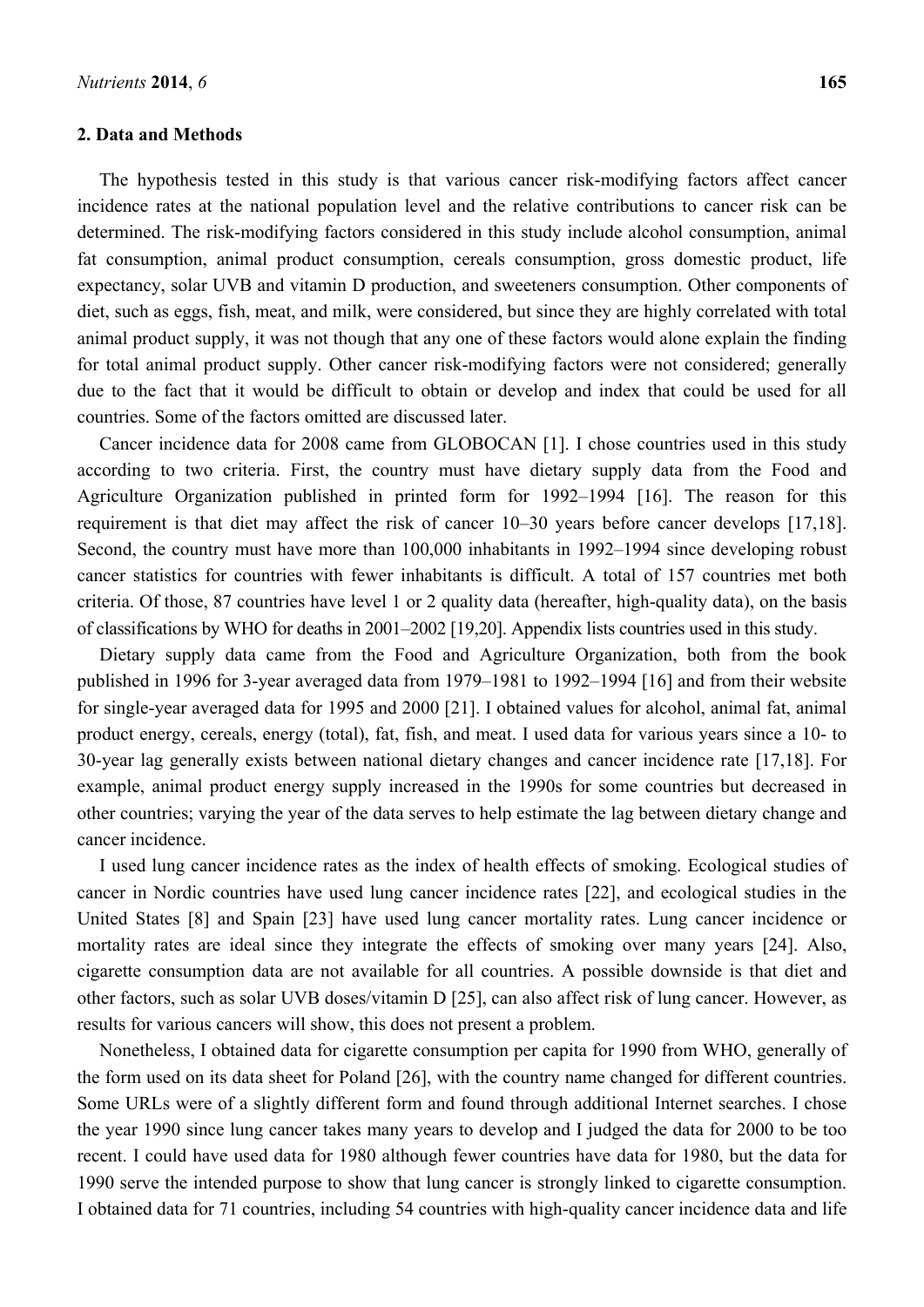## 2. Data and Methods

The hypothesis tested in this study is that various cancer risk-modifying factors affect cancer incidence rates at the national population level and the relative contributions to cancer risk can be determined. The risk-modifying factors considered in this study include alcohol consumption, animal fat consumption, animal product consumption, cereals consumption, gross domestic product, life expectancy, solar UVB and vitamin D production, and sweeteners consumption. Other components of diet, such as eggs, fish, meat, and milk, were considered, but since they are highly correlated with total animal product supply, it was not though that any one of these factors would alone explain the finding for total animal product supply. Other cancer risk-modifying factors were not considered; generally due to the fact that it would be difficult to obtain or develop and index that could be used for all countries. Some of the factors omitted are discussed later.

Cancer incidence data for 2008 came from GLOBOCAN [1]. I chose countries used in this study according to two criteria. First, the country must have dietary supply data from the Food and Agriculture Organization published in printed form for 1992–1994 [16]. The reason for this requirement is that diet may affect the risk of cancer 10–30 years before cancer develops [17,18]. Second, the country must have more than 100,000 inhabitants in 1992–1994 since developing robust cancer statistics for countries with fewer inhabitants is difficult. A total of 157 countries met both criteria. Of those, 87 countries have level 1 or 2 quality data (hereafter, high-quality data), on the basis of classifications by WHO for deaths in 2001–2002 [19,20]. Appendix lists countries used in this study.

Dietary supply data came from the Food and Agriculture Organization, both from the book published in 1996 for 3-year averaged data from 1979–1981 to 1992–1994 [16] and from their website for single-year averaged data for 1995 and 2000 [21]. I obtained values for alcohol, animal fat, animal product energy, cereals, energy (total), fat, fish, and meat. I used data for various years since a 10- to 30-year lag generally exists between national dietary changes and cancer incidence rate [17,18]. For example, animal product energy supply increased in the 1990s for some countries but decreased in other countries; varying the year of the data serves to help estimate the lag between dietary change and cancer incidence.

I used lung cancer incidence rates as the index of health effects of smoking. Ecological studies of cancer in Nordic countries have used lung cancer incidence rates [22], and ecological studies in the United States [8] and Spain [23] have used lung cancer mortality rates. Lung cancer incidence or mortality rates are ideal since they integrate the effects of smoking over many years [24]. Also, cigarette consumption data are not available for all countries. A possible downside is that diet and other factors, such as solar UVB doses/vitamin D [25], can also affect risk of lung cancer. However, as results for various cancers will show, this does not present a problem.

Nonetheless, I obtained data for cigarette consumption per capita for 1990 from WHO, generally of the form used on its data sheet for Poland [26], with the country name changed for different countries. Some URLs were of a slightly different form and found through additional Internet searches. I chose the year 1990 since lung cancer takes many years to develop and I judged the data for 2000 to be too recent. I could have used data for 1980 although fewer countries have data for 1980, but the data for 1990 serve the intended purpose to show that lung cancer is strongly linked to cigarette consumption. I obtained data for 71 countries, including 54 countries with high-quality cancer incidence data and life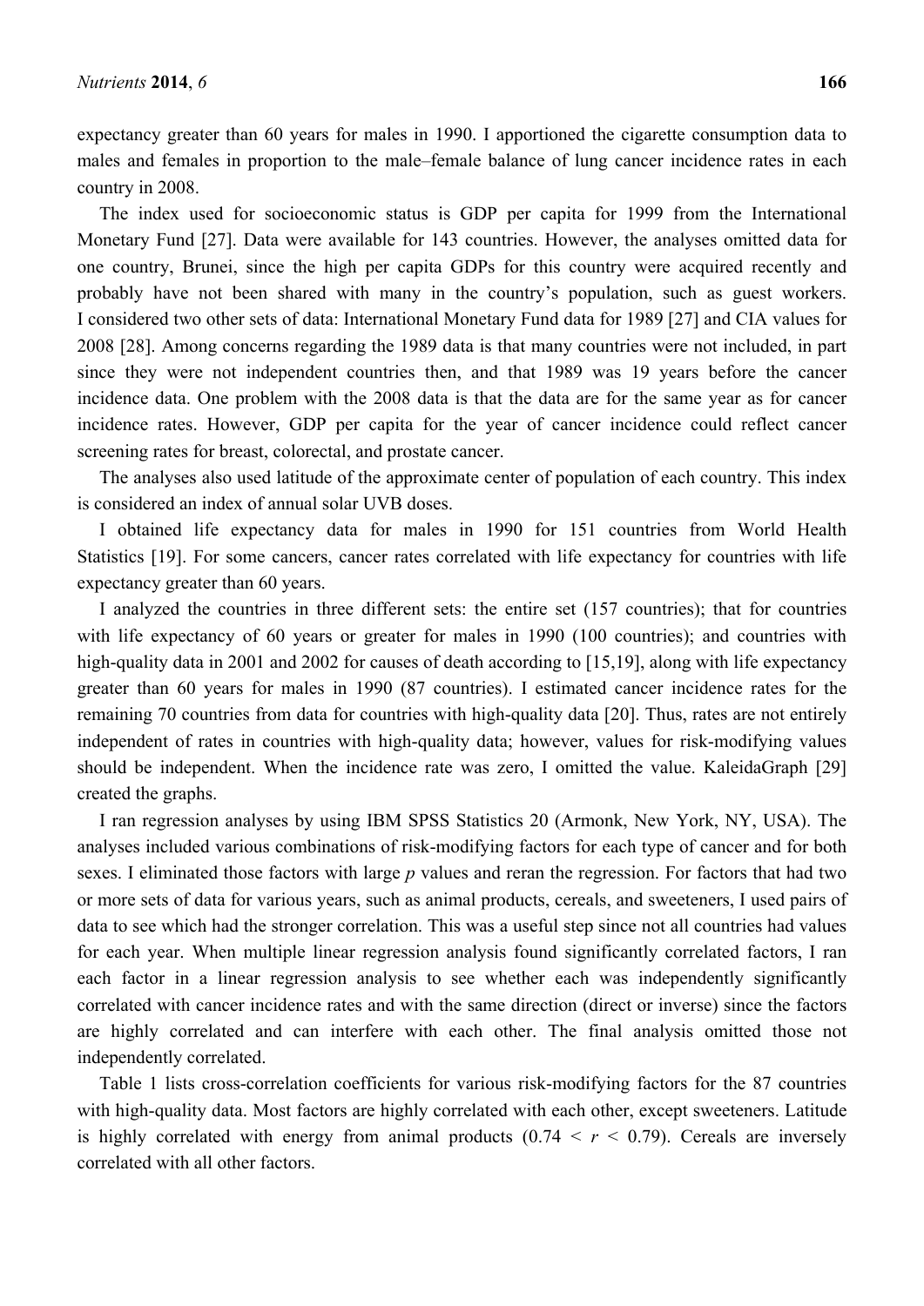expectancy greater than 60 years for males in 1990. I apportioned the cigarette consumption data to males and females in proportion to the male–female balance of lung cancer incidence rates in each country in 2008.

The index used for socioeconomic status is GDP per capita for 1999 from the International Monetary Fund [27]. Data were available for 143 countries. However, the analyses omitted data for one country, Brunei, since the high per capita GDPs for this country were acquired recently and probably have not been shared with many in the country's population, such as guest workers. I considered two other sets of data: International Monetary Fund data for 1989 [27] and CIA values for 2008 [28]. Among concerns regarding the 1989 data is that many countries were not included, in part since they were not independent countries then, and that 1989 was 19 years before the cancer incidence data. One problem with the 2008 data is that the data are for the same year as for cancer incidence rates. However, GDP per capita for the year of cancer incidence could reflect cancer screening rates for breast, colorectal, and prostate cancer.

The analyses also used latitude of the approximate center of population of each country. This index is considered an index of annual solar UVB doses.

I obtained life expectancy data for males in 1990 for 151 countries from World Health Statistics [19]. For some cancers, cancer rates correlated with life expectancy for countries with life expectancy greater than 60 years.

I analyzed the countries in three different sets: the entire set (157 countries); that for countries with life expectancy of 60 years or greater for males in 1990 (100 countries); and countries with high-quality data in 2001 and 2002 for causes of death according to [15,19], along with life expectancy greater than 60 years for males in 1990 (87 countries). I estimated cancer incidence rates for the remaining 70 countries from data for countries with high-quality data [20]. Thus, rates are not entirely independent of rates in countries with high-quality data; however, values for risk-modifying values should be independent. When the incidence rate was zero, I omitted the value. KaleidaGraph [29] created the graphs.

I ran regression analyses by using IBM SPSS Statistics 20 (Armonk, New York, NY, USA). The analyses included various combinations of risk-modifying factors for each type of cancer and for both sexes. I eliminated those factors with large $p$ values and reran the regression. For factors that had two or more sets of data for various years, such as animal products, cereals, and sweeteners, I used pairs of data to see which had the stronger correlation. This was a useful step since not all countries had values for each year. When multiple linear regression analysis found significantly correlated factors, I ran each factor in a linear regression analysis to see whether each was independently significantly correlated with cancer incidence rates and with the same direction (direct or inverse) since the factors are highly correlated and can interfere with each other. The final analysis omitted those not independently correlated.

Table 1 lists cross-correlation coefficients for various risk-modifying factors for the 87 countries with high-quality data. Most factors are highly correlated with each other, except sweeteners. Latitude is highly correlated with energy from animal products ($0.74 < r < 0.79$). Cereals are inversely correlated with all other factors.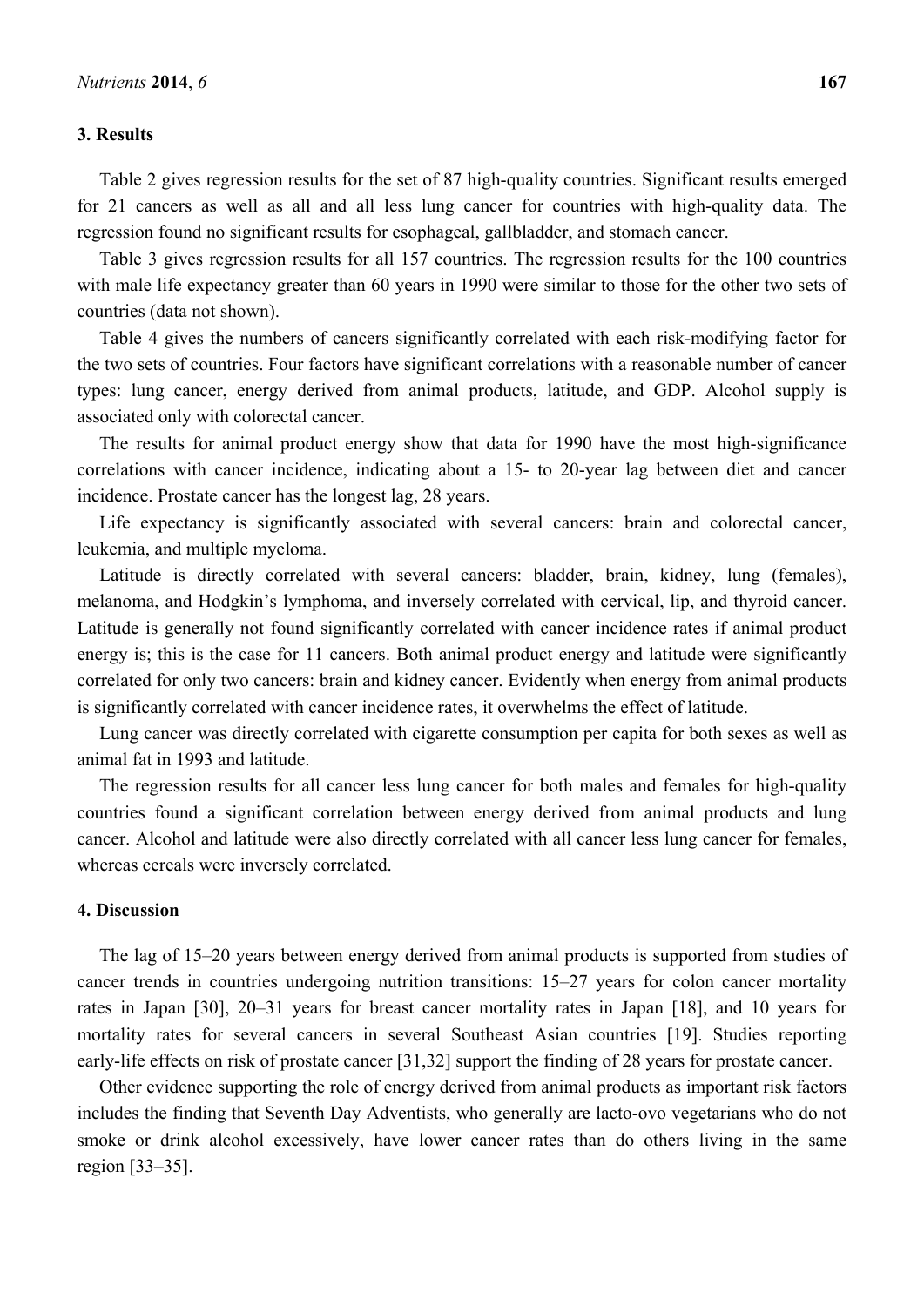## 3. Results

Table 2 gives regression results for the set of 87 high-quality countries. Significant results emerged for 21 cancers as well as all and all less lung cancer for countries with high-quality data. The regression found no significant results for esophageal, gallbladder, and stomach cancer.

Table 3 gives regression results for all 157 countries. The regression results for the 100 countries with male life expectancy greater than 60 years in 1990 were similar to those for the other two sets of countries (data not shown).

Table 4 gives the numbers of cancers significantly correlated with each risk-modifying factor for the two sets of countries. Four factors have significant correlations with a reasonable number of cancer types: lung cancer, energy derived from animal products, latitude, and GDP. Alcohol supply is associated only with colorectal cancer.

The results for animal product energy show that data for 1990 have the most high-significance correlations with cancer incidence, indicating about a 15- to 20-year lag between diet and cancer incidence. Prostate cancer has the longest lag, 28 years.

Life expectancy is significantly associated with several cancers: brain and colorectal cancer, leukemia, and multiple myeloma.

Latitude is directly correlated with several cancers: bladder, brain, kidney, lung (females), melanoma, and Hodgkin's lymphoma, and inversely correlated with cervical, lip, and thyroid cancer. Latitude is generally not found significantly correlated with cancer incidence rates if animal product energy is; this is the case for 11 cancers. Both animal product energy and latitude were significantly correlated for only two cancers: brain and kidney cancer. Evidently when energy from animal products is significantly correlated with cancer incidence rates, it overwhelms the effect of latitude.

Lung cancer was directly correlated with cigarette consumption per capita for both sexes as well as animal fat in 1993 and latitude.

The regression results for all cancer less lung cancer for both males and females for high-quality countries found a significant correlation between energy derived from animal products and lung cancer. Alcohol and latitude were also directly correlated with all cancer less lung cancer for females, whereas cereals were inversely correlated.

## 4. Discussion

The lag of 15–20 years between energy derived from animal products is supported from studies of cancer trends in countries undergoing nutrition transitions: 15–27 years for colon cancer mortality rates in Japan [30], 20–31 years for breast cancer mortality rates in Japan [18], and 10 years for mortality rates for several cancers in several Southeast Asian countries [19]. Studies reporting early-life effects on risk of prostate cancer [31,32] support the finding of 28 years for prostate cancer.

Other evidence supporting the role of energy derived from animal products as important risk factors includes the finding that Seventh Day Adventists, who generally are lacto-ovo vegetarians who do not smoke or drink alcohol excessively, have lower cancer rates than do others living in the same region [33–35].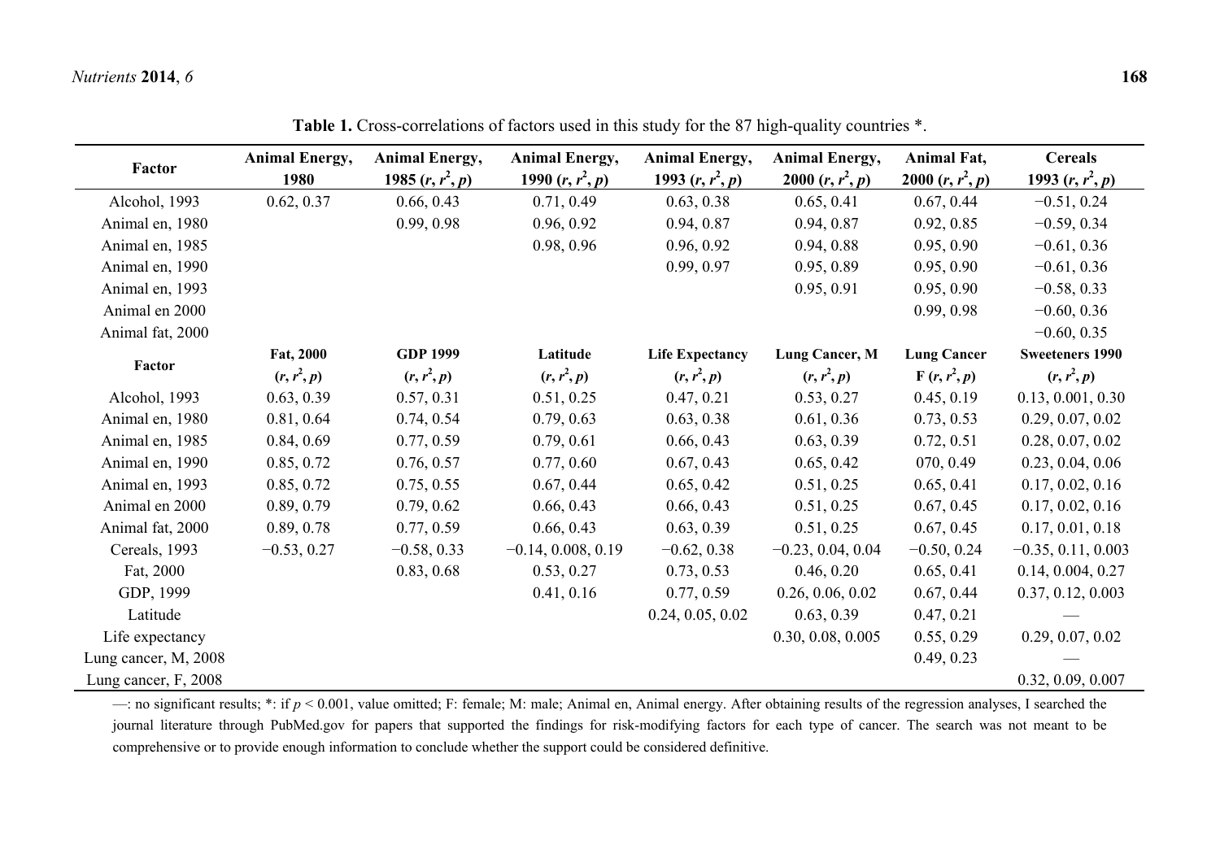**Table 1.** Cross-correlations of factors used in this study for the 87 high-quality countries *.

| Factor | Animal Energy, 1980 | Animal Energy, 1985 ($r$, $r^2$, $p$) | Animal Energy, 1990 ($r$, $r^2$, $p$) | Animal Energy, 1993 ($r$, $r^2$, $p$) | Animal Energy, 2000 ($r$, $r^2$, $p$) | Animal Fat, 2000 ($r$, $r^2$, $p$) | Cereals 1993 ($r$, $r^2$, $p$) |
|---|---|---|---|---|---|---|---|
| Alcohol, 1993 | 0.62, 0.37 | 0.66, 0.43 | 0.71, 0.49 | 0.63, 0.38 | 0.65, 0.41 | 0.67, 0.44 | −0.51, 0.24 |
| Animal en, 1980 | | 0.99, 0.98 | 0.96, 0.92 | 0.94, 0.87 | 0.94, 0.87 | 0.92, 0.85 | −0.59, 0.34 |
| Animal en, 1985 | | | 0.98, 0.96 | 0.96, 0.92 | 0.94, 0.88 | 0.95, 0.90 | −0.61, 0.36 |
| Animal en, 1990 | | | | 0.99, 0.97 | 0.95, 0.89 | 0.95, 0.90 | −0.61, 0.36 |
| Animal en, 1993 | | | | | 0.95, 0.91 | 0.95, 0.90 | −0.58, 0.33 |
| Animal en 2000 | | | | | | 0.99, 0.98 | −0.60, 0.36 |
| Animal fat, 2000 | | | | | | | −0.60, 0.35 |
| **Factor** | **Fat, 2000 ($r$, $r^2$, $p$)** | **GDP 1999 ($r$, $r^2$, $p$)** | **Latitude ($r$, $r^2$, $p$)** | **Life Expectancy ($r$, $r^2$, $p$)** | **Lung Cancer, M ($r$, $r^2$, $p$)** | **Lung Cancer F ($r$, $r^2$, $p$)** | **Sweeteners 1990 ($r$, $r^2$, $p$)** |
| Alcohol, 1993 | 0.63, 0.39 | 0.57, 0.31 | 0.51, 0.25 | 0.47, 0.21 | 0.53, 0.27 | 0.45, 0.19 | 0.13, 0.001, 0.30 |
| Animal en, 1980 | 0.81, 0.64 | 0.74, 0.54 | 0.79, 0.63 | 0.63, 0.38 | 0.61, 0.36 | 0.73, 0.53 | 0.29, 0.07, 0.02 |
| Animal en, 1985 | 0.84, 0.69 | 0.77, 0.59 | 0.79, 0.61 | 0.66, 0.43 | 0.63, 0.39 | 0.72, 0.51 | 0.28, 0.07, 0.02 |
| Animal en, 1990 | 0.85, 0.72 | 0.76, 0.57 | 0.77, 0.60 | 0.67, 0.43 | 0.65, 0.42 | 070, 0.49 | 0.23, 0.04, 0.06 |
| Animal en, 1993 | 0.85, 0.72 | 0.75, 0.55 | 0.67, 0.44 | 0.65, 0.42 | 0.51, 0.25 | 0.65, 0.41 | 0.17, 0.02, 0.16 |
| Animal en 2000 | 0.89, 0.79 | 0.79, 0.62 | 0.66, 0.43 | 0.66, 0.43 | 0.51, 0.25 | 0.67, 0.45 | 0.17, 0.02, 0.16 |
| Animal fat, 2000 | 0.89, 0.78 | 0.77, 0.59 | 0.66, 0.43 | 0.63, 0.39 | 0.51, 0.25 | 0.67, 0.45 | 0.17, 0.01, 0.18 |
| Cereals, 1993 | −0.53, 0.27 | −0.58, 0.33 | −0.14, 0.008, 0.19 | −0.62, 0.38 | −0.23, 0.04, 0.04 | −0.50, 0.24 | −0.35, 0.11, 0.003 |
| Fat, 2000 | | 0.83, 0.68 | 0.53, 0.27 | 0.73, 0.53 | 0.46, 0.20 | 0.65, 0.41 | 0.14, 0.004, 0.27 |
| GDP, 1999 | | | 0.41, 0.16 | 0.77, 0.59 | 0.26, 0.06, 0.02 | 0.67, 0.44 | 0.37, 0.12, 0.003 |
| Latitude | | | | 0.24, 0.05, 0.02 | 0.63, 0.39 | 0.47, 0.21 | — |
| Life expectancy | | | | | 0.30, 0.08, 0.005 | 0.55, 0.29 | 0.29, 0.07, 0.02 |
| Lung cancer, M, 2008 | | | | | | 0.49, 0.23 | — |
| Lung cancer, F, 2008 | | | | | | | 0.32, 0.09, 0.007 |

—: no significant results; *: if $p < 0.001$, value omitted; F: female; M: male; Animal en, Animal energy. After obtaining results of the regression analyses, I searched the journal literature through PubMed.gov for papers that supported the findings for risk-modifying factors for each type of cancer. The search was not meant to be comprehensive or to provide enough information to conclude whether the support could be considered definitive.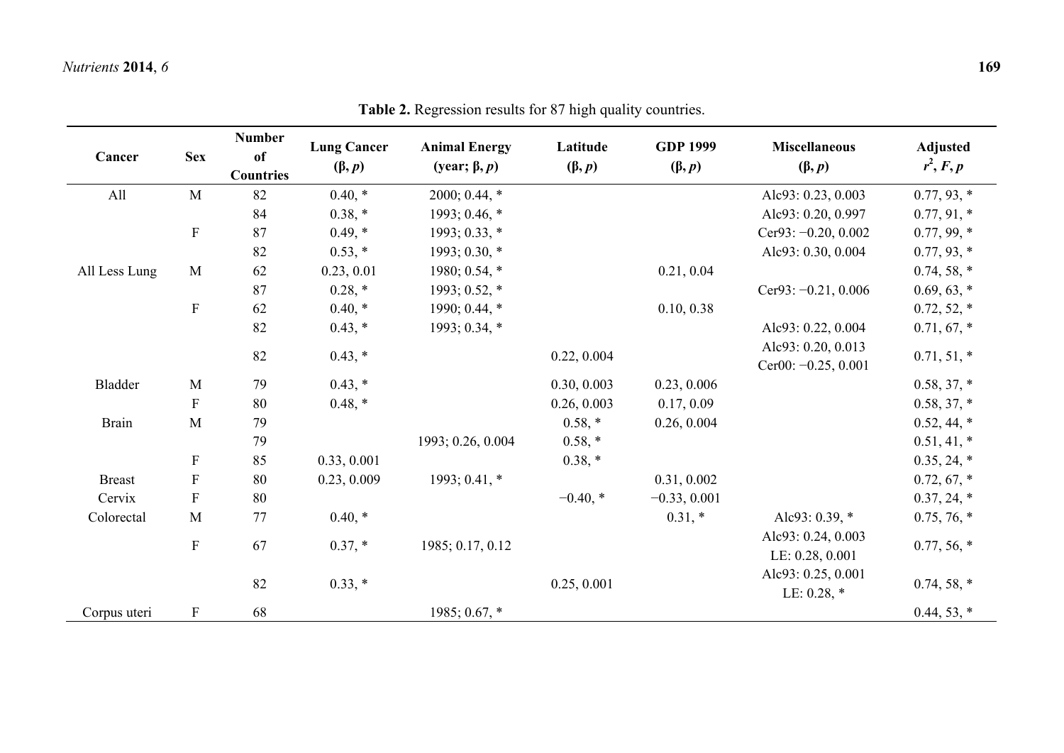**Table 2.** Regression results for 87 high quality countries.

| Cancer | Sex | Number of Countries | Lung Cancer (β, *p*) | Animal Energy (year; β, *p*) | Latitude (β, *p*) | GDP 1999 (β, *p*) | Miscellaneous (β, *p*) | Adjusted $r^2$, *F*, *p* |
|---|---|---|---|---|---|---|---|---|
| All | M | 82 | 0.40, * | 2000; 0.44, * | | | Alc93: 0.23, 0.003 | 0.77, 93, * |
| | | 84 | 0.38, * | 1993; 0.46, * | | | Alc93: 0.20, 0.997 | 0.77, 91, * |
| | F | 87 | 0.49, * | 1993; 0.33, * | | | Cer93: −0.20, 0.002 | 0.77, 99, * |
| | | 82 | 0.53, * | 1993; 0.30, * | | | Alc93: 0.30, 0.004 | 0.77, 93, * |
| All Less Lung | M | 62 | 0.23, 0.01 | 1980; 0.54, * | | 0.21, 0.04 | | 0.74, 58, * |
| | | 87 | 0.28, * | 1993; 0.52, * | | | Cer93: −0.21, 0.006 | 0.69, 63, * |
| | F | 62 | 0.40, * | 1990; 0.44, * | | 0.10, 0.38 | | 0.72, 52, * |
| | | 82 | 0.43, * | 1993; 0.34, * | | | Alc93: 0.22, 0.004 | 0.71, 67, * |
| | | 82 | 0.43, * | | 0.22, 0.004 | | Alc93: 0.20, 0.013<br>Cer00: −0.25, 0.001 | 0.71, 51, * |
| Bladder | M | 79 | 0.43, * | | 0.30, 0.003 | 0.23, 0.006 | | 0.58, 37, * |
| | F | 80 | 0.48, * | | 0.26, 0.003 | 0.17, 0.09 | | 0.58, 37, * |
| Brain | M | 79 | | | 0.58, * | 0.26, 0.004 | | 0.52, 44, * |
| | | 79 | | 1993; 0.26, 0.004 | 0.58, * | | | 0.51, 41, * |
| | F | 85 | 0.33, 0.001 | | 0.38, * | | | 0.35, 24, * |
| Breast | F | 80 | 0.23, 0.009 | 1993; 0.41, * | | 0.31, 0.002 | | 0.72, 67, * |
| Cervix | F | 80 | | | −0.40, * | −0.33, 0.001 | | 0.37, 24, * |
| Colorectal | M | 77 | 0.40, * | | | 0.31, * | Alc93: 0.39, * | 0.75, 76, * |
| | F | 67 | 0.37, * | 1985; 0.17, 0.12 | | | Alc93: 0.24, 0.003<br>LE: 0.28, 0.001 | 0.77, 56, * |
| | | 82 | 0.33, * | | 0.25, 0.001 | | Alc93: 0.25, 0.001<br>LE: 0.28, * | 0.74, 58, * |
| Corpus uteri | F | 68 | | 1985; 0.67, * | | | | 0.44, 53, * |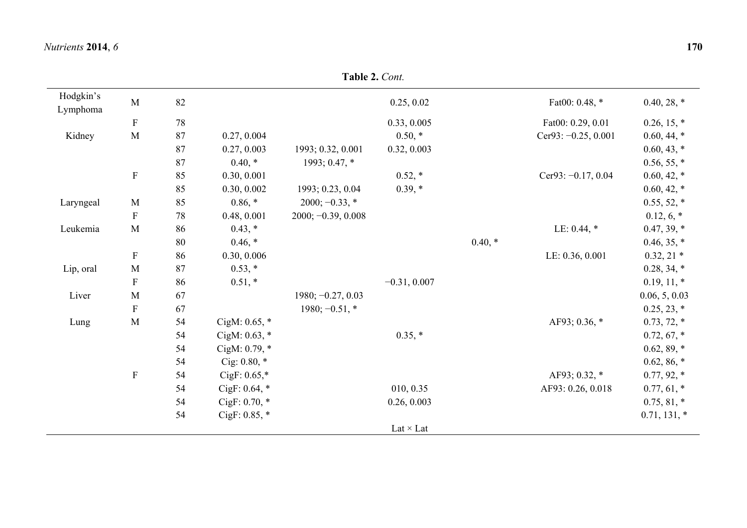**Table 2.** *Cont.*

| | | | | | | | | |
|---|---|---|---|---|---|---|---|---|
| Hodgkin's Lymphoma | M | 82 | | | 0.25, 0.02 | | Fat00: 0.48, * | 0.40, 28, * |
| | F | 78 | | | 0.33, 0.005 | | Fat00: 0.29, 0.01 | 0.26, 15, * |
| Kidney | M | 87 | 0.27, 0.004 | | 0.50, * | | Cer93: −0.25, 0.001 | 0.60, 44, * |
| | | 87 | 0.27, 0.003 | 1993; 0.32, 0.001 | 0.32, 0.003 | | | 0.60, 43, * |
| | | 87 | 0.40, * | 1993; 0.47, * | | | | 0.56, 55, * |
| | F | 85 | 0.30, 0.001 | | 0.52, * | | Cer93: −0.17, 0.04 | 0.60, 42, * |
| | | 85 | 0.30, 0.002 | 1993; 0.23, 0.04 | 0.39, * | | | 0.60, 42, * |
| Laryngeal | M | 85 | 0.86, * | 2000; −0.33, * | | | | 0.55, 52, * |
| | F | 78 | 0.48, 0.001 | 2000; −0.39, 0.008 | | | | 0.12, 6, * |
| Leukemia | M | 86 | 0.43, * | | | | LE: 0.44, * | 0.47, 39, * |
| | | 80 | 0.46, * | | | 0.40, * | | 0.46, 35, * |
| | F | 86 | 0.30, 0.006 | | | | LE: 0.36, 0.001 | 0.32, 21 * |
| Lip, oral | M | 87 | 0.53, * | | | | | 0.28, 34, * |
| | F | 86 | 0.51, * | | −0.31, 0.007 | | | 0.19, 11, * |
| Liver | M | 67 | | 1980; −0.27, 0.03 | | | | 0.06, 5, 0.03 |
| | F | 67 | | 1980; −0.51, * | | | | 0.25, 23, * |
| Lung | M | 54 | CigM: 0.65, * | | | | AF93; 0.36, * | 0.73, 72, * |
| | | 54 | CigM: 0.63, * | | 0.35, * | | | 0.72, 67, * |
| | | 54 | CigM: 0.79, * | | | | | 0.62, 89, * |
| | | 54 | Cig: 0.80, * | | | | | 0.62, 86, * |
| | F | 54 | CigF: 0.65,* | | | | AF93; 0.32, * | 0.77, 92, * |
| | | 54 | CigF: 0.64, * | | 010, 0.35 | | AF93: 0.26, 0.018 | 0.77, 61, * |
| | | 54 | CigF: 0.70, * | | 0.26, 0.003 | | | 0.75, 81, * |
| | | 54 | CigF: 0.85, * | | | | | 0.71, 131, * |
| | | | | | Lat × Lat | | | |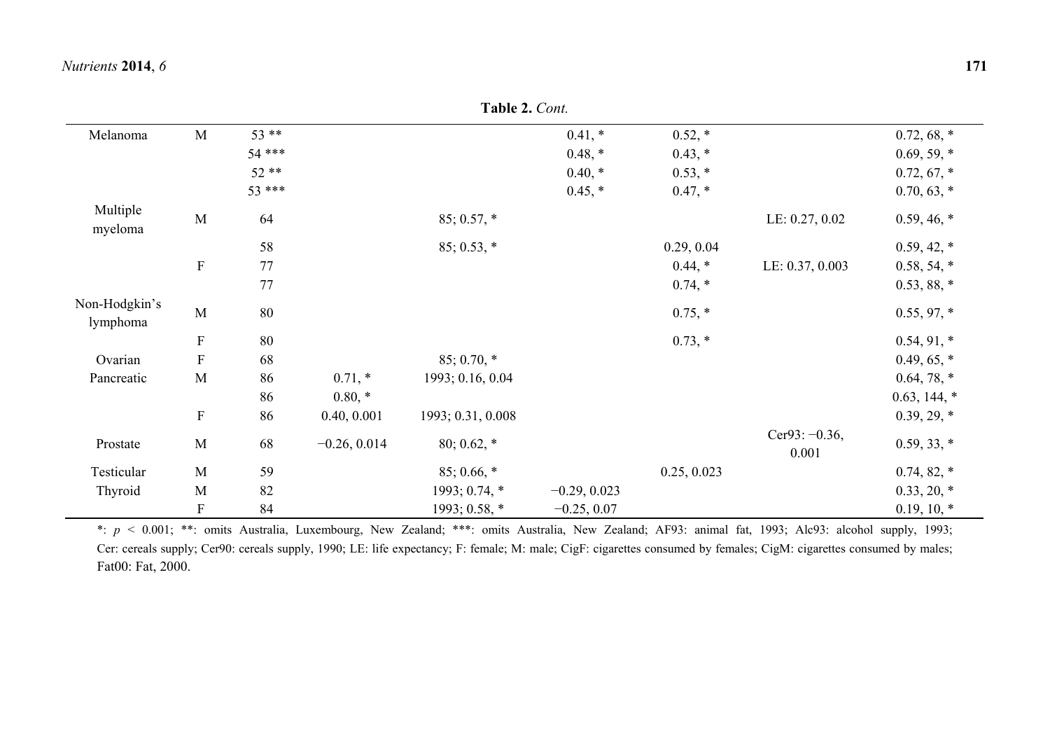**Table 2.** *Cont.*

| | | | | | | | | |
|---|---|---|---|---|---|---|---|---|
| Melanoma | M | 53 ** | | | 0.41, * | 0.52, * | | 0.72, 68, * |
| | | 54 *** | | | 0.48, * | 0.43, * | | 0.69, 59, * |
| | | 52 ** | | | 0.40, * | 0.53, * | | 0.72, 67, * |
| | | 53 *** | | | 0.45, * | 0.47, * | | 0.70, 63, * |
| Multiple myeloma | M | 64 | | 85; 0.57, * | | | LE: 0.27, 0.02 | 0.59, 46, * |
| | | 58 | | 85; 0.53, * | | 0.29, 0.04 | | 0.59, 42, * |
| | F | 77 | | | | 0.44, * | LE: 0.37, 0.003 | 0.58, 54, * |
| | | 77 | | | | 0.74, * | | 0.53, 88, * |
| Non-Hodgkin's lymphoma | M | 80 | | | | 0.75, * | | 0.55, 97, * |
| | F | 80 | | | | 0.73, * | | 0.54, 91, * |
| Ovarian | F | 68 | | 85; 0.70, * | | | | 0.49, 65, * |
| Pancreatic | M | 86 | 0.71, * | 1993; 0.16, 0.04 | | | | 0.64, 78, * |
| | | 86 | 0.80, * | | | | | 0.63, 144, * |
| | F | 86 | 0.40, 0.001 | 1993; 0.31, 0.008 | | | | 0.39, 29, * |
| Prostate | M | 68 | −0.26, 0.014 | 80; 0.62, * | | | Cer93: −0.36, 0.001 | 0.59, 33, * |
| Testicular | M | 59 | | 85; 0.66, * | | 0.25, 0.023 | | 0.74, 82, * |
| Thyroid | M | 82 | | 1993; 0.74, * | −0.29, 0.023 | | | 0.33, 20, * |
| | F | 84 | | 1993; 0.58, * | −0.25, 0.07 | | | 0.19, 10, * |

*: $p < 0.001$; **: omits Australia, Luxembourg, New Zealand; ***: omits Australia, New Zealand; AF93: animal fat, 1993; Alc93: alcohol supply, 1993; Cer: cereals supply; Cer90: cereals supply, 1990; LE: life expectancy; F: female; M: male; CigF: cigarettes consumed by females; CigM: cigarettes consumed by males; Fat00: Fat, 2000.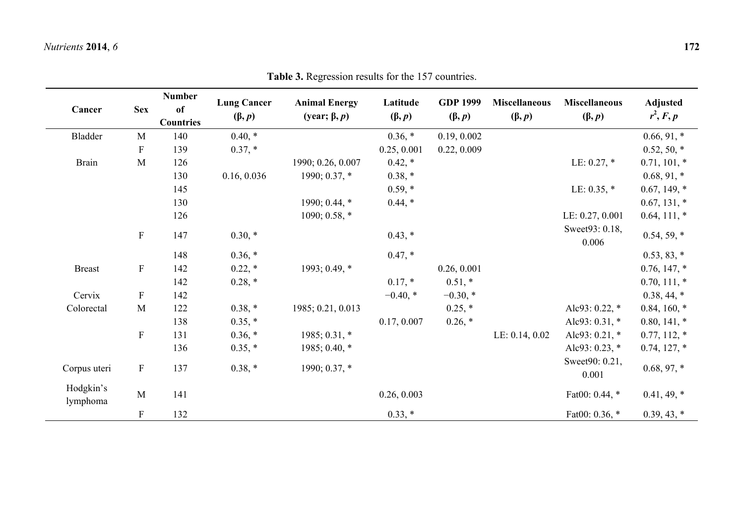**Table 3.** Regression results for the 157 countries.

| Cancer | Sex | Number of Countries | Lung Cancer (β, *p*) | Animal Energy (year; β, *p*) | Latitude (β, *p*) | GDP 1999 (β, *p*) | Miscellaneous (β, *p*) | Miscellaneous (β, *p*) | Adjusted $r^2$, *F*, *p* |
|---|---|---|---|---|---|---|---|---|---|
| Bladder | M | 140 | 0.40, * | | 0.36, * | 0.19, 0.002 | | | 0.66, 91, * |
| | F | 139 | 0.37, * | | 0.25, 0.001 | 0.22, 0.009 | | | 0.52, 50, * |
| Brain | M | 126 | | 1990; 0.26, 0.007 | 0.42, * | | | LE: 0.27, * | 0.71, 101, * |
| | | 130 | 0.16, 0.036 | 1990; 0.37, * | 0.38, * | | | | 0.68, 91, * |
| | | 145 | | | 0.59, * | | | LE: 0.35, * | 0.67, 149, * |
| | | 130 | | 1990; 0.44, * | 0.44, * | | | | 0.67, 131, * |
| | | 126 | | 1090; 0.58, * | | | | LE: 0.27, 0.001 | 0.64, 111, * |
| | F | 147 | 0.30, * | | 0.43, * | | | Sweet93: 0.18, 0.006 | 0.54, 59, * |
| | | 148 | 0.36, * | | 0.47, * | | | | 0.53, 83, * |
| Breast | F | 142 | 0.22, * | 1993; 0.49, * | | 0.26, 0.001 | | | 0.76, 147, * |
| | | 142 | 0.28, * | | 0.17, * | 0.51, * | | | 0.70, 111, * |
| Cervix | F | 142 | | | −0.40, * | −0.30, * | | | 0.38, 44, * |
| Colorectal | M | 122 | 0.38, * | 1985; 0.21, 0.013 | | 0.25, * | | Alc93: 0.22, * | 0.84, 160, * |
| | | 138 | 0.35, * | | 0.17, 0.007 | 0.26, * | | Alc93: 0.31, * | 0.80, 141, * |
| | F | 131 | 0.36, * | 1985; 0.31, * | | | LE: 0.14, 0.02 | Alc93: 0.21, * | 0.77, 112, * |
| | | 136 | 0.35, * | 1985; 0.40, * | | | | Alc93: 0.23, * | 0.74, 127, * |
| Corpus uteri | F | 137 | 0.38, * | 1990; 0.37, * | | | | Sweet90: 0.21, 0.001 | 0.68, 97, * |
| Hodgkin's lymphoma | M | 141 | | | 0.26, 0.003 | | | Fat00: 0.44, * | 0.41, 49, * |
| | F | 132 | | | 0.33, * | | | Fat00: 0.36, * | 0.39, 43, * |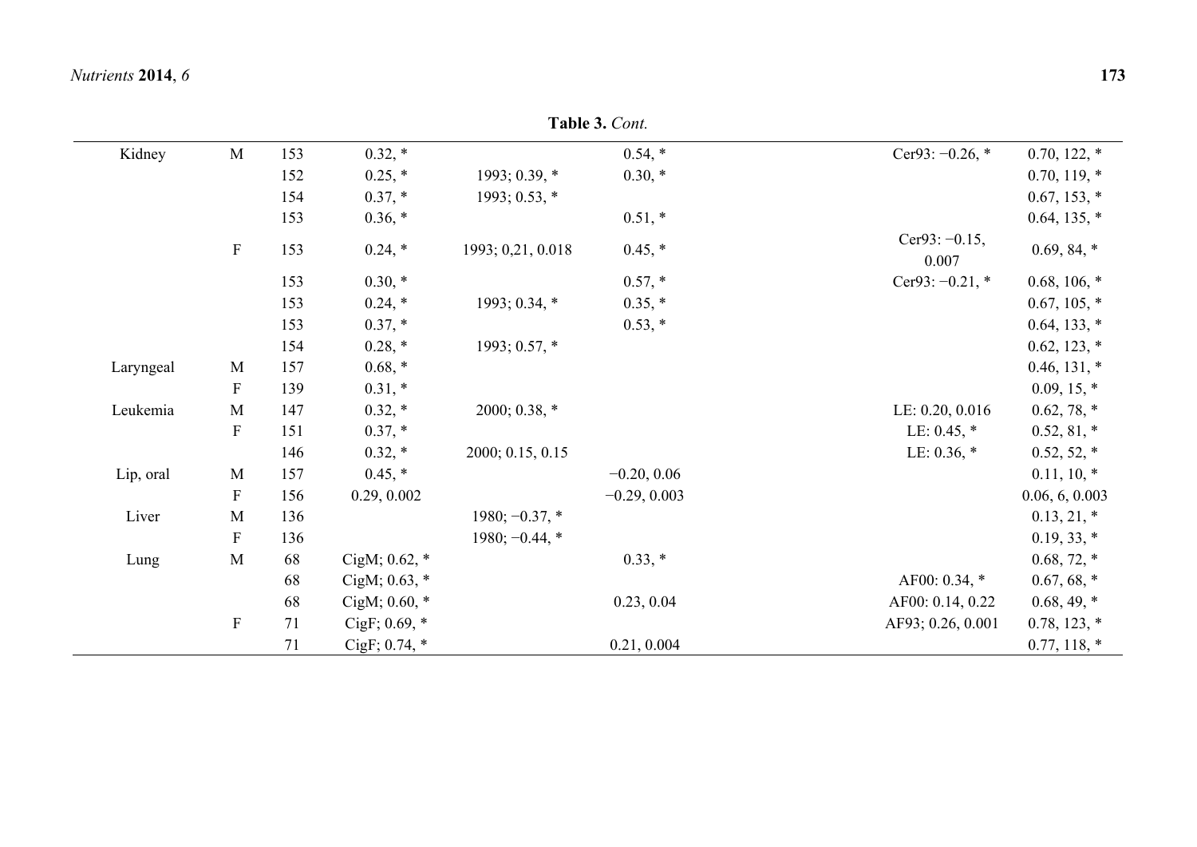**Table 3.** *Cont.*

| | | | | | | | |
|---|---|---|---|---|---|---|---|
| Kidney | M | 153 | 0.32, * | | 0.54, * | Cer93: −0.26, * | 0.70, 122, * |
| | | 152 | 0.25, * | 1993; 0.39, * | 0.30, * | | 0.70, 119, * |
| | | 154 | 0.37, * | 1993; 0.53, * | | | 0.67, 153, * |
| | | 153 | 0.36, * | | 0.51, * | | 0.64, 135, * |
| | F | 153 | 0.24, * | 1993; 0,21, 0.018 | 0.45, * | Cer93: −0.15, 0.007 | 0.69, 84, * |
| | | 153 | 0.30, * | | 0.57, * | Cer93: −0.21, * | 0.68, 106, * |
| | | 153 | 0.24, * | 1993; 0.34, * | 0.35, * | | 0.67, 105, * |
| | | 153 | 0.37, * | | 0.53, * | | 0.64, 133, * |
| | | 154 | 0.28, * | 1993; 0.57, * | | | 0.62, 123, * |
| Laryngeal | M | 157 | 0.68, * | | | | 0.46, 131, * |
| | F | 139 | 0.31, * | | | | 0.09, 15, * |
| Leukemia | M | 147 | 0.32, * | 2000; 0.38, * | | LE: 0.20, 0.016 | 0.62, 78, * |
| | F | 151 | 0.37, * | | | LE: 0.45, * | 0.52, 81, * |
| | | 146 | 0.32, * | 2000; 0.15, 0.15 | | LE: 0.36, * | 0.52, 52, * |
| Lip, oral | M | 157 | 0.45, * | | −0.20, 0.06 | | 0.11, 10, * |
| | F | 156 | 0.29, 0.002 | | −0.29, 0.003 | | 0.06, 6, 0.003 |
| Liver | M | 136 | | 1980; −0.37, * | | | 0.13, 21, * |
| | F | 136 | | 1980; −0.44, * | | | 0.19, 33, * |
| Lung | M | 68 | CigM; 0.62, * | | 0.33, * | | 0.68, 72, * |
| | | 68 | CigM; 0.63, * | | | AF00: 0.34, * | 0.67, 68, * |
| | | 68 | CigM; 0.60, * | | 0.23, 0.04 | AF00: 0.14, 0.22 | 0.68, 49, * |
| | F | 71 | CigF; 0.69, * | | | AF93; 0.26, 0.001 | 0.78, 123, * |
| | | 71 | CigF; 0.74, * | | 0.21, 0.004 | | 0.77, 118, * |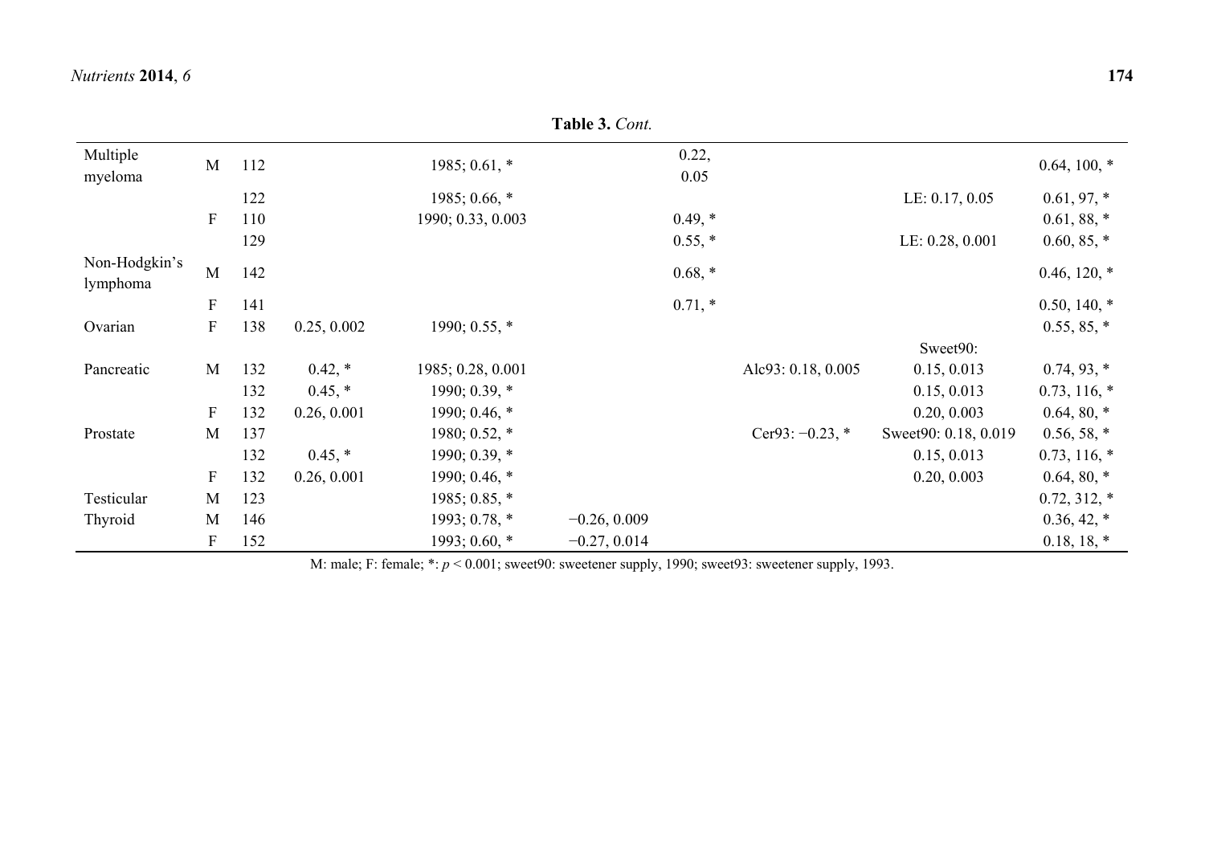**Table 3.** *Cont.*

| | | | | | | | | | |
|---|---|---|---|---|---|---|---|---|---|
| Multiple myeloma | M | 112 | | 1985; 0.61, * | | 0.22, 0.05 | | | 0.64, 100, * |
| | | 122 | | 1985; 0.66, * | | | | LE: 0.17, 0.05 | 0.61, 97, * |
| | F | 110 | | 1990; 0.33, 0.003 | | 0.49, * | | | 0.61, 88, * |
| | | 129 | | | | 0.55, * | | LE: 0.28, 0.001 | 0.60, 85, * |
| Non-Hodgkin's lymphoma | M | 142 | | | | 0.68, * | | | 0.46, 120, * |
| | F | 141 | | | | 0.71, * | | | 0.50, 140, * |
| Ovarian | F | 138 | 0.25, 0.002 | 1990; 0.55, * | | | | | 0.55, 85, * |
| Pancreatic | M | 132 | 0.42, * | 1985; 0.28, 0.001 | | | Alc93: 0.18, 0.005 | Sweet90: 0.15, 0.013 | 0.74, 93, * |
| | | 132 | 0.45, * | 1990; 0.39, * | | | | 0.15, 0.013 | 0.73, 116, * |
| | F | 132 | 0.26, 0.001 | 1990; 0.46, * | | | | 0.20, 0.003 | 0.64, 80, * |
| Prostate | M | 137 | | 1980; 0.52, * | | | Cer93: −0.23, * | Sweet90: 0.18, 0.019 | 0.56, 58, * |
| | | 132 | 0.45, * | 1990; 0.39, * | | | | 0.15, 0.013 | 0.73, 116, * |
| | F | 132 | 0.26, 0.001 | 1990; 0.46, * | | | | 0.20, 0.003 | 0.64, 80, * |
| Testicular | M | 123 | | 1985; 0.85, * | | | | | 0.72, 312, * |
| Thyroid | M | 146 | | 1993; 0.78, * | −0.26, 0.009 | | | | 0.36, 42, * |
| | F | 152 | | 1993; 0.60, * | −0.27, 0.014 | | | | 0.18, 18, * |

M: male; F: female; *: $p < 0.001$; sweet90: sweetener supply, 1990; sweet93: sweetener supply, 1993.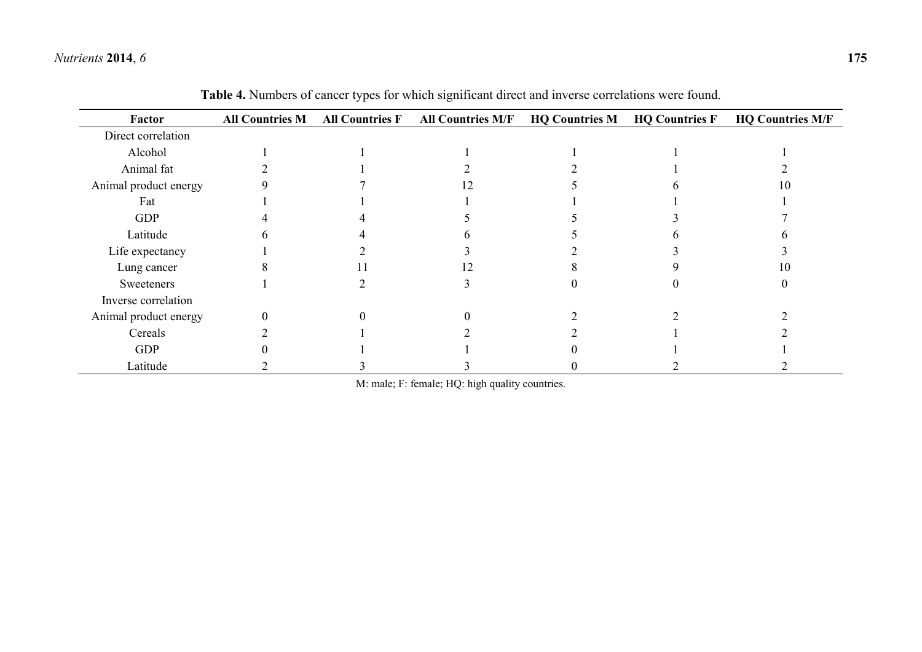**Table 4.** Numbers of cancer types for which significant direct and inverse correlations were found.

| Factor | All Countries M | All Countries F | All Countries M/F | HQ Countries M | HQ Countries F | HQ Countries M/F |
|---|---|---|---|---|---|---|
| Direct correlation | | | | | | |
| Alcohol | 1 | 1 | 1 | 1 | 1 | 1 |
| Animal fat | 2 | 1 | 2 | 2 | 1 | 2 |
| Animal product energy | 9 | 7 | 12 | 5 | 6 | 10 |
| Fat | 1 | 1 | 1 | 1 | 1 | 1 |
| GDP | 4 | 4 | 5 | 5 | 3 | 7 |
| Latitude | 6 | 4 | 6 | 5 | 6 | 6 |
| Life expectancy | 1 | 2 | 3 | 2 | 3 | 3 |
| Lung cancer | 8 | 11 | 12 | 8 | 9 | 10 |
| Sweeteners | 1 | 2 | 3 | 0 | 0 | 0 |
| Inverse correlation | | | | | | |
| Animal product energy | 0 | 0 | 0 | 2 | 2 | 2 |
| Cereals | 2 | 1 | 2 | 2 | 1 | 2 |
| GDP | 0 | 1 | 1 | 0 | 1 | 1 |
| Latitude | 2 | 3 | 3 | 0 | 2 | 2 |

M: male; F: female; HQ: high quality countries.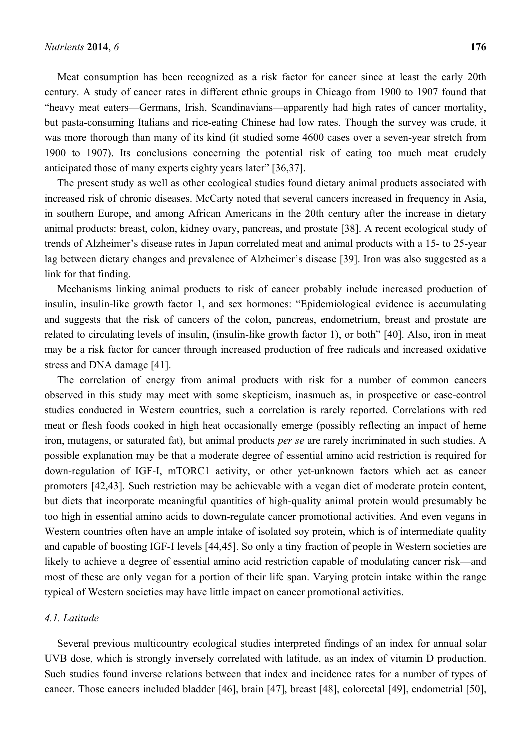Meat consumption has been recognized as a risk factor for cancer since at least the early 20th century. A study of cancer rates in different ethnic groups in Chicago from 1900 to 1907 found that "heavy meat eaters—Germans, Irish, Scandinavians—apparently had high rates of cancer mortality, but pasta-consuming Italians and rice-eating Chinese had low rates. Though the survey was crude, it was more thorough than many of its kind (it studied some 4600 cases over a seven-year stretch from 1900 to 1907). Its conclusions concerning the potential risk of eating too much meat crudely anticipated those of many experts eighty years later" [36,37].

The present study as well as other ecological studies found dietary animal products associated with increased risk of chronic diseases. McCarty noted that several cancers increased in frequency in Asia, in southern Europe, and among African Americans in the 20th century after the increase in dietary animal products: breast, colon, kidney ovary, pancreas, and prostate [38]. A recent ecological study of trends of Alzheimer's disease rates in Japan correlated meat and animal products with a 15- to 25-year lag between dietary changes and prevalence of Alzheimer's disease [39]. Iron was also suggested as a link for that finding.

Mechanisms linking animal products to risk of cancer probably include increased production of insulin, insulin-like growth factor 1, and sex hormones: "Epidemiological evidence is accumulating and suggests that the risk of cancers of the colon, pancreas, endometrium, breast and prostate are related to circulating levels of insulin, (insulin-like growth factor 1), or both" [40]. Also, iron in meat may be a risk factor for cancer through increased production of free radicals and increased oxidative stress and DNA damage [41].

The correlation of energy from animal products with risk for a number of common cancers observed in this study may meet with some skepticism, inasmuch as, in prospective or case-control studies conducted in Western countries, such a correlation is rarely reported. Correlations with red meat or flesh foods cooked in high heat occasionally emerge (possibly reflecting an impact of heme iron, mutagens, or saturated fat), but animal products *per se* are rarely incriminated in such studies. A possible explanation may be that a moderate degree of essential amino acid restriction is required for down-regulation of IGF-I, mTORC1 activity, or other yet-unknown factors which act as cancer promoters [42,43]. Such restriction may be achievable with a vegan diet of moderate protein content, but diets that incorporate meaningful quantities of high-quality animal protein would presumably be too high in essential amino acids to down-regulate cancer promotional activities. And even vegans in Western countries often have an ample intake of isolated soy protein, which is of intermediate quality and capable of boosting IGF-I levels [44,45]. So only a tiny fraction of people in Western societies are likely to achieve a degree of essential amino acid restriction capable of modulating cancer risk—and most of these are only vegan for a portion of their life span. Varying protein intake within the range typical of Western societies may have little impact on cancer promotional activities.

### 4.1. Latitude

Several previous multicountry ecological studies interpreted findings of an index for annual solar UVB dose, which is strongly inversely correlated with latitude, as an index of vitamin D production. Such studies found inverse relations between that index and incidence rates for a number of types of cancer. Those cancers included bladder [46], brain [47], breast [48], colorectal [49], endometrial [50],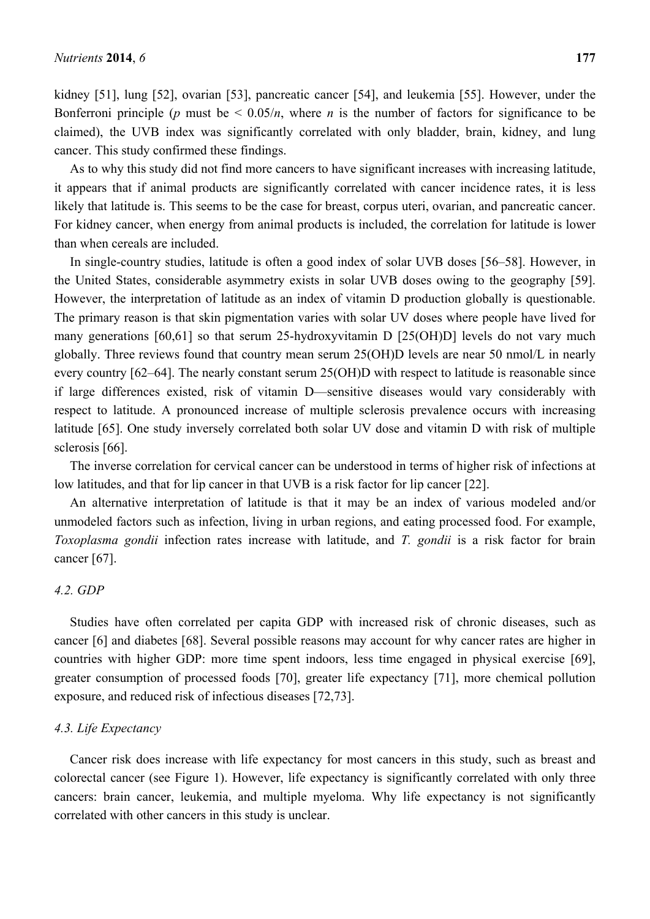kidney [51], lung [52], ovarian [53], pancreatic cancer [54], and leukemia [55]. However, under the Bonferroni principle ($p$ must be $< 0.05/n$, where $n$ is the number of factors for significance to be claimed), the UVB index was significantly correlated with only bladder, brain, kidney, and lung cancer. This study confirmed these findings.

As to why this study did not find more cancers to have significant increases with increasing latitude, it appears that if animal products are significantly correlated with cancer incidence rates, it is less likely that latitude is. This seems to be the case for breast, corpus uteri, ovarian, and pancreatic cancer. For kidney cancer, when energy from animal products is included, the correlation for latitude is lower than when cereals are included.

In single-country studies, latitude is often a good index of solar UVB doses [56–58]. However, in the United States, considerable asymmetry exists in solar UVB doses owing to the geography [59]. However, the interpretation of latitude as an index of vitamin D production globally is questionable. The primary reason is that skin pigmentation varies with solar UV doses where people have lived for many generations [60,61] so that serum 25-hydroxyvitamin D [25(OH)D] levels do not vary much globally. Three reviews found that country mean serum 25(OH)D levels are near 50 nmol/L in nearly every country [62–64]. The nearly constant serum 25(OH)D with respect to latitude is reasonable since if large differences existed, risk of vitamin D—sensitive diseases would vary considerably with respect to latitude. A pronounced increase of multiple sclerosis prevalence occurs with increasing latitude [65]. One study inversely correlated both solar UV dose and vitamin D with risk of multiple sclerosis [66].

The inverse correlation for cervical cancer can be understood in terms of higher risk of infections at low latitudes, and that for lip cancer in that UVB is a risk factor for lip cancer [22].

An alternative interpretation of latitude is that it may be an index of various modeled and/or unmodeled factors such as infection, living in urban regions, and eating processed food. For example, *Toxoplasma gondii* infection rates increase with latitude, and *T. gondii* is a risk factor for brain cancer [67].

### 4.2. GDP

Studies have often correlated per capita GDP with increased risk of chronic diseases, such as cancer [6] and diabetes [68]. Several possible reasons may account for why cancer rates are higher in countries with higher GDP: more time spent indoors, less time engaged in physical exercise [69], greater consumption of processed foods [70], greater life expectancy [71], more chemical pollution exposure, and reduced risk of infectious diseases [72,73].

### 4.3. Life Expectancy

Cancer risk does increase with life expectancy for most cancers in this study, such as breast and colorectal cancer (see Figure 1). However, life expectancy is significantly correlated with only three cancers: brain cancer, leukemia, and multiple myeloma. Why life expectancy is not significantly correlated with other cancers in this study is unclear.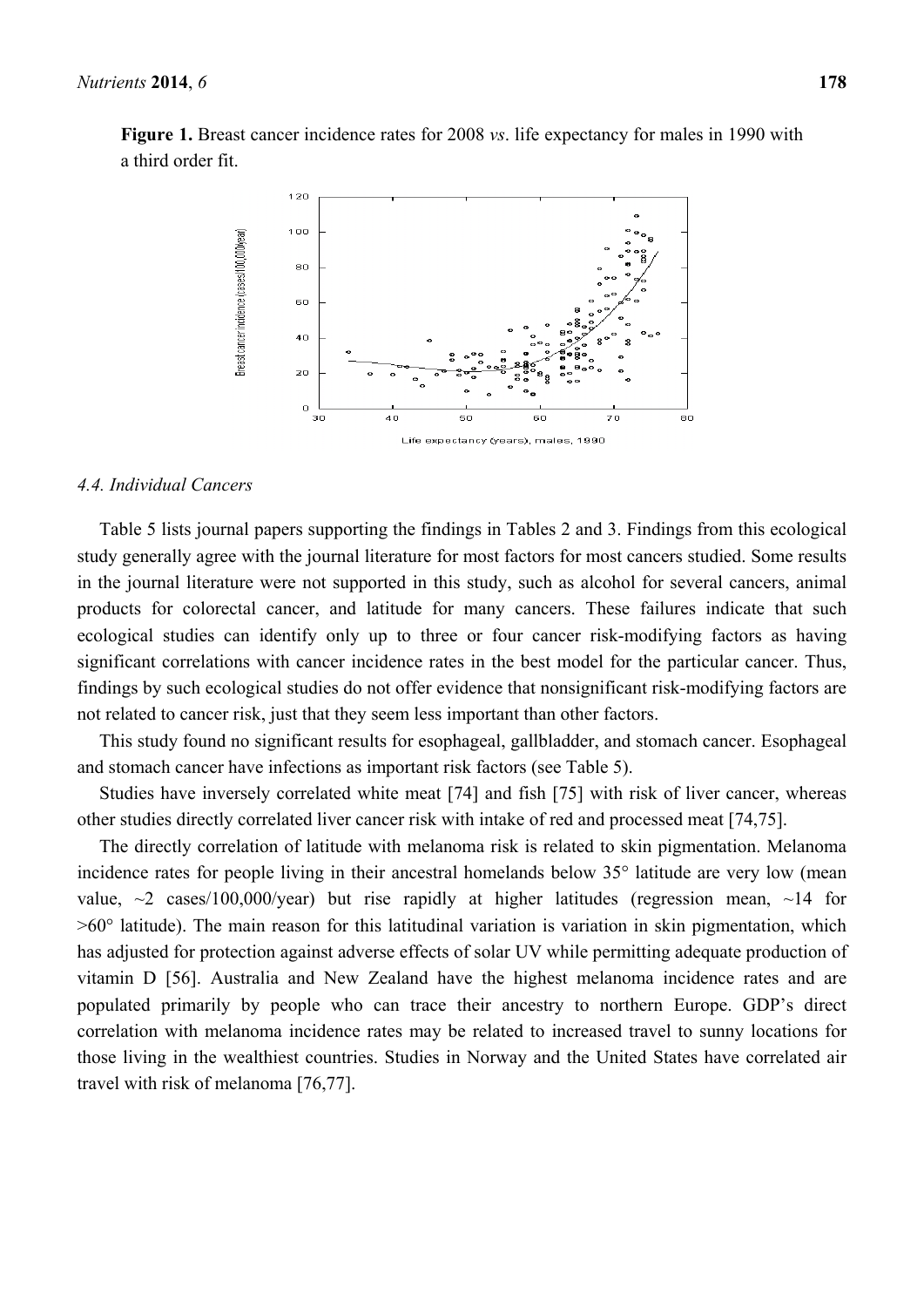**Figure 1.** Breast cancer incidence rates for 2008 *vs*. life expectancy for males in 1990 with a third order fit.

### 4.4. Individual Cancers

Table 5 lists journal papers supporting the findings in Tables 2 and 3. Findings from this ecological study generally agree with the journal literature for most factors for most cancers studied. Some results in the journal literature were not supported in this study, such as alcohol for several cancers, animal products for colorectal cancer, and latitude for many cancers. These failures indicate that such ecological studies can identify only up to three or four cancer risk-modifying factors as having significant correlations with cancer incidence rates in the best model for the particular cancer. Thus, findings by such ecological studies do not offer evidence that nonsignificant risk-modifying factors are not related to cancer risk, just that they seem less important than other factors.

This study found no significant results for esophageal, gallbladder, and stomach cancer. Esophageal and stomach cancer have infections as important risk factors (see Table 5).

Studies have inversely correlated white meat [74] and fish [75] with risk of liver cancer, whereas other studies directly correlated liver cancer risk with intake of red and processed meat [74,75].

The directly correlation of latitude with melanoma risk is related to skin pigmentation. Melanoma incidence rates for people living in their ancestral homelands below 35° latitude are very low (mean value, ~2 cases/100,000/year) but rise rapidly at higher latitudes (regression mean, ~14 for >60° latitude). The main reason for this latitudinal variation is variation in skin pigmentation, which has adjusted for protection against adverse effects of solar UV while permitting adequate production of vitamin D [56]. Australia and New Zealand have the highest melanoma incidence rates and are populated primarily by people who can trace their ancestry to northern Europe. GDP's direct correlation with melanoma incidence rates may be related to increased travel to sunny locations for those living in the wealthiest countries. Studies in Norway and the United States have correlated air travel with risk of melanoma [76,77].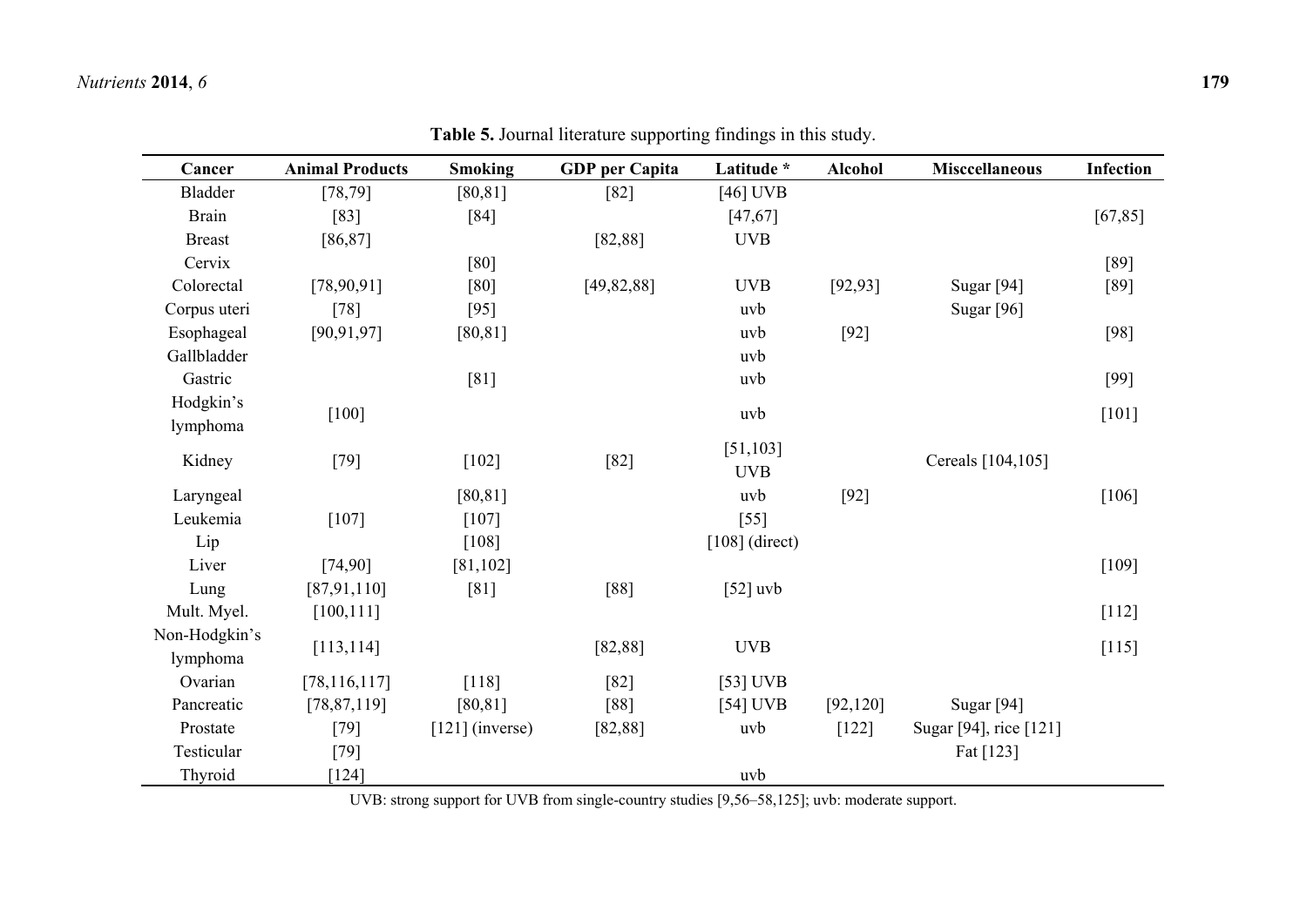**Table 5.** Journal literature supporting findings in this study.

| Cancer | Animal Products | Smoking | GDP per Capita | Latitude * | Alcohol | Misccellaneous | Infection |
|---|---|---|---|---|---|---|---|
| Bladder | [78,79] | [80,81] | [82] | [46] UVB | | | |
| Brain | [83] | [84] | | [47,67] | | | [67,85] |
| Breast | [86,87] | | [82,88] | UVB | | | |
| Cervix | | [80] | | | | | [89] |
| Colorectal | [78,90,91] | [80] | [49,82,88] | UVB | [92,93] | Sugar [94] | [89] |
| Corpus uteri | [78] | [95] | | uvb | | Sugar [96] | |
| Esophageal | [90,91,97] | [80,81] | | uvb | [92] | | [98] |
| Gallbladder | | | | uvb | | | |
| Gastric | | [81] | | uvb | | | [99] |
| Hodgkin's lymphoma | [100] | | | uvb | | | [101] |
| Kidney | [79] | [102] | [82] | [51,103] UVB | | Cereals [104,105] | |
| Laryngeal | | [80,81] | | uvb | [92] | | [106] |
| Leukemia | [107] | [107] | | [55] | | | |
| Lip | | [108] | | [108] (direct) | | | |
| Liver | [74,90] | [81,102] | | | | | [109] |
| Lung | [87,91,110] | [81] | [88] | [52] uvb | | | |
| Mult. Myel. | [100,111] | | | | | | [112] |
| Non-Hodgkin's lymphoma | [113,114] | | [82,88] | UVB | | | [115] |
| Ovarian | [78,116,117] | [118] | [82] | [53] UVB | | | |
| Pancreatic | [78,87,119] | [80,81] | [88] | [54] UVB | [92,120] | Sugar [94] | |
| Prostate | [79] | [121] (inverse) | [82,88] | uvb | [122] | Sugar [94], rice [121] | |
| Testicular | [79] | | | | | Fat [123] | |
| Thyroid | [124] | | | uvb | | | |

UVB: strong support for UVB from single-country studies [9,56–58,125]; uvb: moderate support.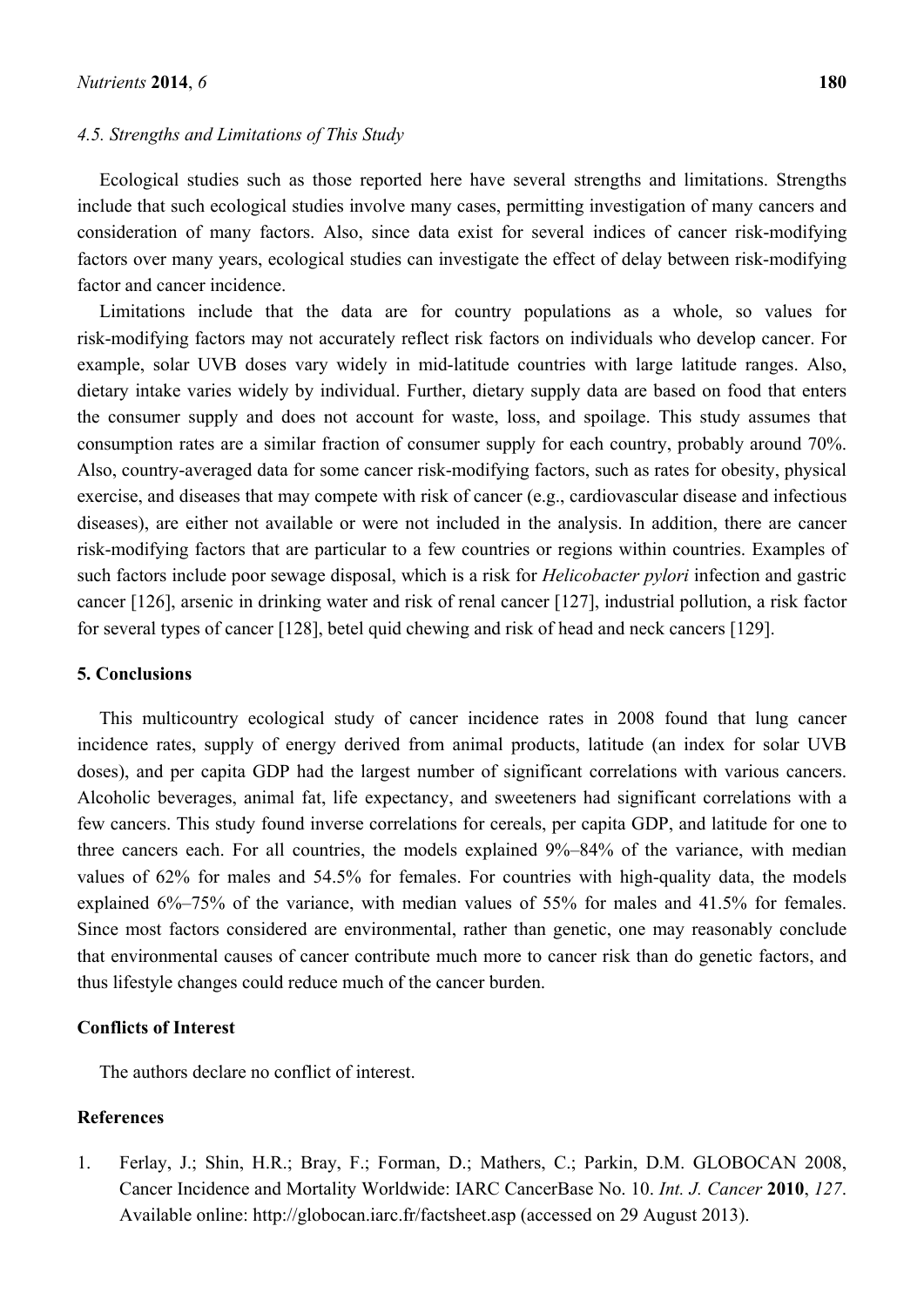### 4.5. Strengths and Limitations of This Study

Ecological studies such as those reported here have several strengths and limitations. Strengths include that such ecological studies involve many cases, permitting investigation of many cancers and consideration of many factors. Also, since data exist for several indices of cancer risk-modifying factors over many years, ecological studies can investigate the effect of delay between risk-modifying factor and cancer incidence.

Limitations include that the data are for country populations as a whole, so values for risk-modifying factors may not accurately reflect risk factors on individuals who develop cancer. For example, solar UVB doses vary widely in mid-latitude countries with large latitude ranges. Also, dietary intake varies widely by individual. Further, dietary supply data are based on food that enters the consumer supply and does not account for waste, loss, and spoilage. This study assumes that consumption rates are a similar fraction of consumer supply for each country, probably around 70%. Also, country-averaged data for some cancer risk-modifying factors, such as rates for obesity, physical exercise, and diseases that may compete with risk of cancer (e.g., cardiovascular disease and infectious diseases), are either not available or were not included in the analysis. In addition, there are cancer risk-modifying factors that are particular to a few countries or regions within countries. Examples of such factors include poor sewage disposal, which is a risk for *Helicobacter pylori* infection and gastric cancer [126], arsenic in drinking water and risk of renal cancer [127], industrial pollution, a risk factor for several types of cancer [128], betel quid chewing and risk of head and neck cancers [129].

## 5. Conclusions

This multicountry ecological study of cancer incidence rates in 2008 found that lung cancer incidence rates, supply of energy derived from animal products, latitude (an index for solar UVB doses), and per capita GDP had the largest number of significant correlations with various cancers. Alcoholic beverages, animal fat, life expectancy, and sweeteners had significant correlations with a few cancers. This study found inverse correlations for cereals, per capita GDP, and latitude for one to three cancers each. For all countries, the models explained 9%–84% of the variance, with median values of 62% for males and 54.5% for females. For countries with high-quality data, the models explained 6%–75% of the variance, with median values of 55% for males and 41.5% for females. Since most factors considered are environmental, rather than genetic, one may reasonably conclude that environmental causes of cancer contribute much more to cancer risk than do genetic factors, and thus lifestyle changes could reduce much of the cancer burden.

## Conflicts of Interest

The authors declare no conflict of interest.

## References

1. Ferlay, J.; Shin, H.R.; Bray, F.; Forman, D.; Mathers, C.; Parkin, D.M. GLOBOCAN 2008, Cancer Incidence and Mortality Worldwide: IARC CancerBase No. 10. *Int. J. Cancer* **2010**, *127*. Available online: http://globocan.iarc.fr/factsheet.asp (accessed on 29 August 2013).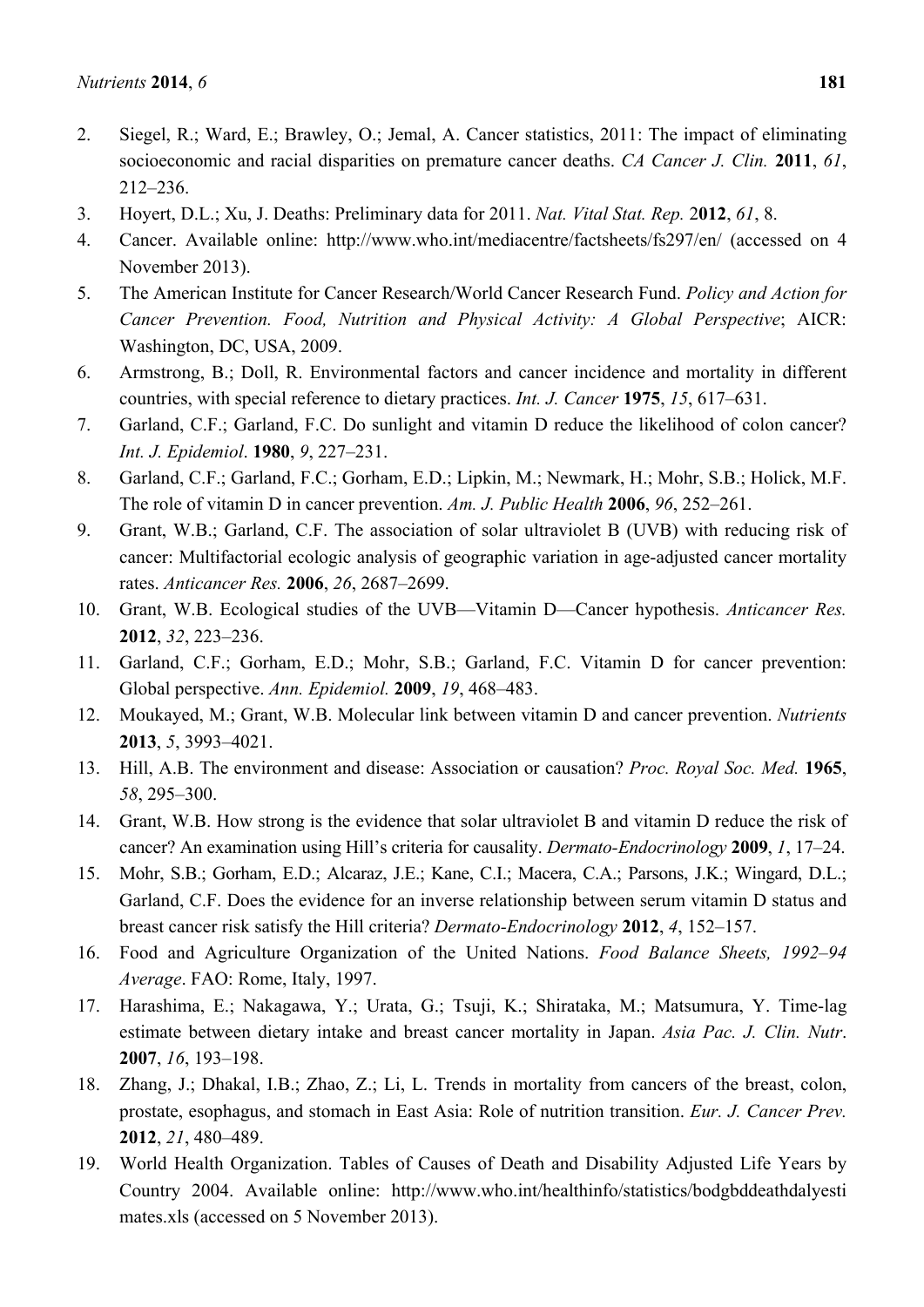2. Siegel, R.; Ward, E.; Brawley, O.; Jemal, A. Cancer statistics, 2011: The impact of eliminating socioeconomic and racial disparities on premature cancer deaths. *CA Cancer J. Clin.* **2011**, *61*, 212–236.
3. Hoyert, D.L.; Xu, J. Deaths: Preliminary data for 2011. *Nat. Vital Stat. Rep.* 2**012**, *61*, 8.
4. Cancer. Available online: http://www.who.int/mediacentre/factsheets/fs297/en/ (accessed on 4 November 2013).
5. The American Institute for Cancer Research/World Cancer Research Fund. *Policy and Action for Cancer Prevention. Food, Nutrition and Physical Activity: A Global Perspective*; AICR: Washington, DC, USA, 2009.
6. Armstrong, B.; Doll, R. Environmental factors and cancer incidence and mortality in different countries, with special reference to dietary practices. *Int. J. Cancer* **1975**, *15*, 617–631.
7. Garland, C.F.; Garland, F.C. Do sunlight and vitamin D reduce the likelihood of colon cancer? *Int. J. Epidemiol*. **1980**, *9*, 227–231.
8. Garland, C.F.; Garland, F.C.; Gorham, E.D.; Lipkin, M.; Newmark, H.; Mohr, S.B.; Holick, M.F. The role of vitamin D in cancer prevention. *Am. J. Public Health* **2006**, *96*, 252–261.
9. Grant, W.B.; Garland, C.F. The association of solar ultraviolet B (UVB) with reducing risk of cancer: Multifactorial ecologic analysis of geographic variation in age-adjusted cancer mortality rates. *Anticancer Res.* **2006**, *26*, 2687–2699.
10. Grant, W.B. Ecological studies of the UVB—Vitamin D—Cancer hypothesis. *Anticancer Res.* **2012**, *32*, 223–236.
11. Garland, C.F.; Gorham, E.D.; Mohr, S.B.; Garland, F.C. Vitamin D for cancer prevention: Global perspective. *Ann. Epidemiol.* **2009**, *19*, 468–483.
12. Moukayed, M.; Grant, W.B. Molecular link between vitamin D and cancer prevention. *Nutrients* **2013**, *5*, 3993–4021.
13. Hill, A.B. The environment and disease: Association or causation? *Proc. Royal Soc. Med.* **1965**, *58*, 295–300.
14. Grant, W.B. How strong is the evidence that solar ultraviolet B and vitamin D reduce the risk of cancer? An examination using Hill's criteria for causality. *Dermato-Endocrinology* **2009**, *1*, 17–24.
15. Mohr, S.B.; Gorham, E.D.; Alcaraz, J.E.; Kane, C.I.; Macera, C.A.; Parsons, J.K.; Wingard, D.L.; Garland, C.F. Does the evidence for an inverse relationship between serum vitamin D status and breast cancer risk satisfy the Hill criteria? *Dermato-Endocrinology* **2012**, *4*, 152–157.
16. Food and Agriculture Organization of the United Nations. *Food Balance Sheets, 1992–94 Average*. FAO: Rome, Italy, 1997.
17. Harashima, E.; Nakagawa, Y.; Urata, G.; Tsuji, K.; Shirataka, M.; Matsumura, Y. Time-lag estimate between dietary intake and breast cancer mortality in Japan. *Asia Pac. J. Clin. Nutr*. **2007**, *16*, 193–198.
18. Zhang, J.; Dhakal, I.B.; Zhao, Z.; Li, L. Trends in mortality from cancers of the breast, colon, prostate, esophagus, and stomach in East Asia: Role of nutrition transition. *Eur. J. Cancer Prev.* **2012**, *21*, 480–489.
19. World Health Organization. Tables of Causes of Death and Disability Adjusted Life Years by Country 2004. Available online: http://www.who.int/healthinfo/statistics/bodgbddeathdalyestimates.xls (accessed on 5 November 2013).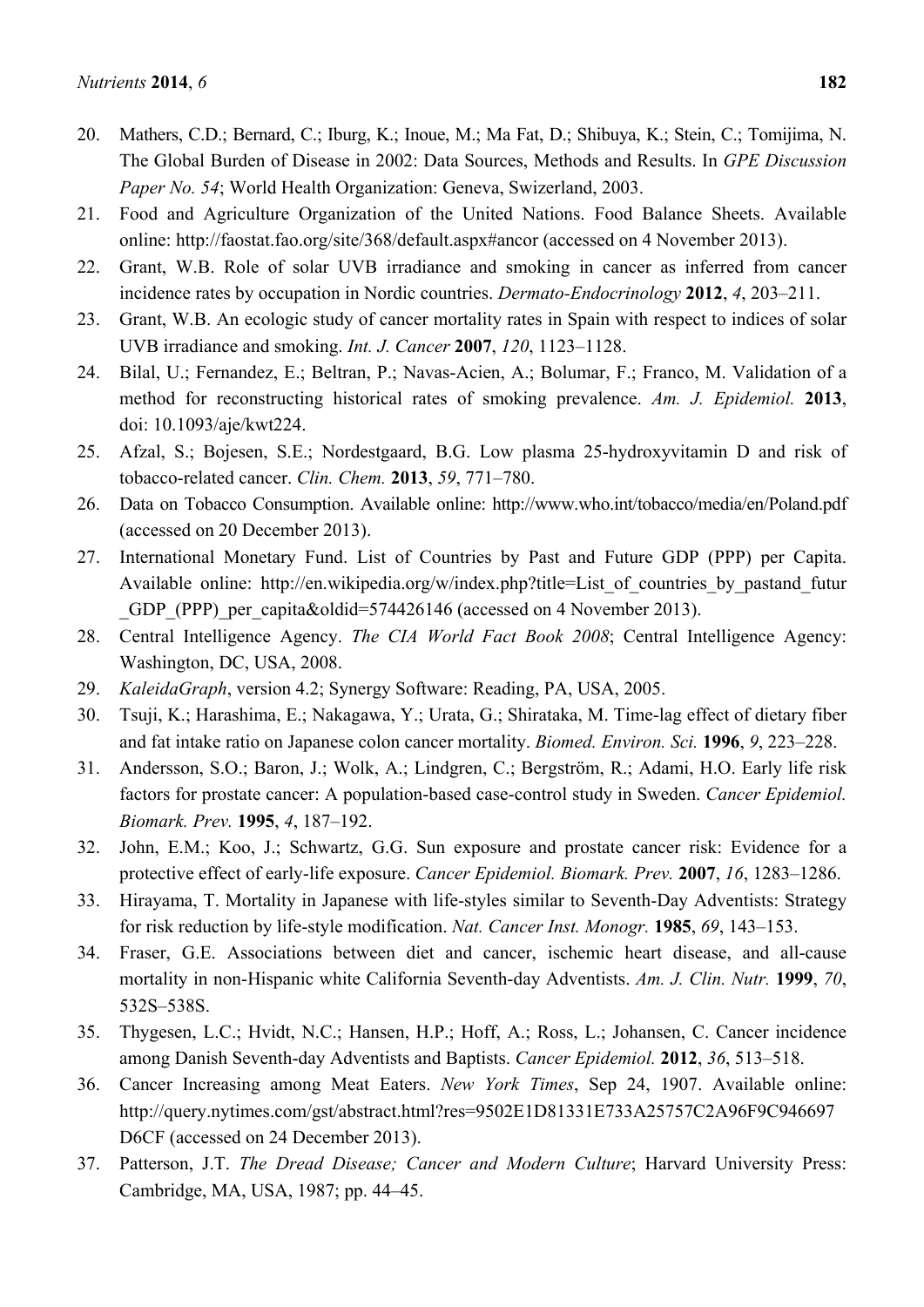20. Mathers, C.D.; Bernard, C.; Iburg, K.; Inoue, M.; Ma Fat, D.; Shibuya, K.; Stein, C.; Tomijima, N. The Global Burden of Disease in 2002: Data Sources, Methods and Results. In *GPE Discussion Paper No. 54*; World Health Organization: Geneva, Swizerland, 2003.
21. Food and Agriculture Organization of the United Nations. Food Balance Sheets. Available online: http://faostat.fao.org/site/368/default.aspx#ancor (accessed on 4 November 2013).
22. Grant, W.B. Role of solar UVB irradiance and smoking in cancer as inferred from cancer incidence rates by occupation in Nordic countries. *Dermato-Endocrinology* **2012**, *4*, 203–211.
23. Grant, W.B. An ecologic study of cancer mortality rates in Spain with respect to indices of solar UVB irradiance and smoking. *Int. J. Cancer* **2007**, *120*, 1123–1128.
24. Bilal, U.; Fernandez, E.; Beltran, P.; Navas-Acien, A.; Bolumar, F.; Franco, M. Validation of a method for reconstructing historical rates of smoking prevalence. *Am. J. Epidemiol.* **2013**, doi: 10.1093/aje/kwt224.
25. Afzal, S.; Bojesen, S.E.; Nordestgaard, B.G. Low plasma 25-hydroxyvitamin D and risk of tobacco-related cancer. *Clin. Chem.* **2013**, *59*, 771–780.
26. Data on Tobacco Consumption. Available online: http://www.who.int/tobacco/media/en/Poland.pdf (accessed on 20 December 2013).
27. International Monetary Fund. List of Countries by Past and Future GDP (PPP) per Capita. Available online: http://en.wikipedia.org/w/index.php?title=List_of_countries_by_pastand_futur_GDP_(PPP)_per_capita&oldid=574426146 (accessed on 4 November 2013).
28. Central Intelligence Agency. *The CIA World Fact Book 2008*; Central Intelligence Agency: Washington, DC, USA, 2008.
29. *KaleidaGraph*, version 4.2; Synergy Software: Reading, PA, USA, 2005.
30. Tsuji, K.; Harashima, E.; Nakagawa, Y.; Urata, G.; Shirataka, M. Time-lag effect of dietary fiber and fat intake ratio on Japanese colon cancer mortality. *Biomed. Environ. Sci.* **1996**, *9*, 223–228.
31. Andersson, S.O.; Baron, J.; Wolk, A.; Lindgren, C.; Bergström, R.; Adami, H.O. Early life risk factors for prostate cancer: A population-based case-control study in Sweden. *Cancer Epidemiol. Biomark. Prev.* **1995**, *4*, 187–192.
32. John, E.M.; Koo, J.; Schwartz, G.G. Sun exposure and prostate cancer risk: Evidence for a protective effect of early-life exposure. *Cancer Epidemiol. Biomark. Prev.* **2007**, *16*, 1283–1286.
33. Hirayama, T. Mortality in Japanese with life-styles similar to Seventh-Day Adventists: Strategy for risk reduction by life-style modification. *Nat. Cancer Inst. Monogr.* **1985**, *69*, 143–153.
34. Fraser, G.E. Associations between diet and cancer, ischemic heart disease, and all-cause mortality in non-Hispanic white California Seventh-day Adventists. *Am. J. Clin. Nutr.* **1999**, *70*, 532S–538S.
35. Thygesen, L.C.; Hvidt, N.C.; Hansen, H.P.; Hoff, A.; Ross, L.; Johansen, C. Cancer incidence among Danish Seventh-day Adventists and Baptists. *Cancer Epidemiol.* **2012**, *36*, 513–518.
36. Cancer Increasing among Meat Eaters. *New York Times*, Sep 24, 1907. Available online: http://query.nytimes.com/gst/abstract.html?res=9502E1D81331E733A25757C2A96F9C946697D6CF (accessed on 24 December 2013).
37. Patterson, J.T. *The Dread Disease; Cancer and Modern Culture*; Harvard University Press: Cambridge, MA, USA, 1987; pp. 44–45.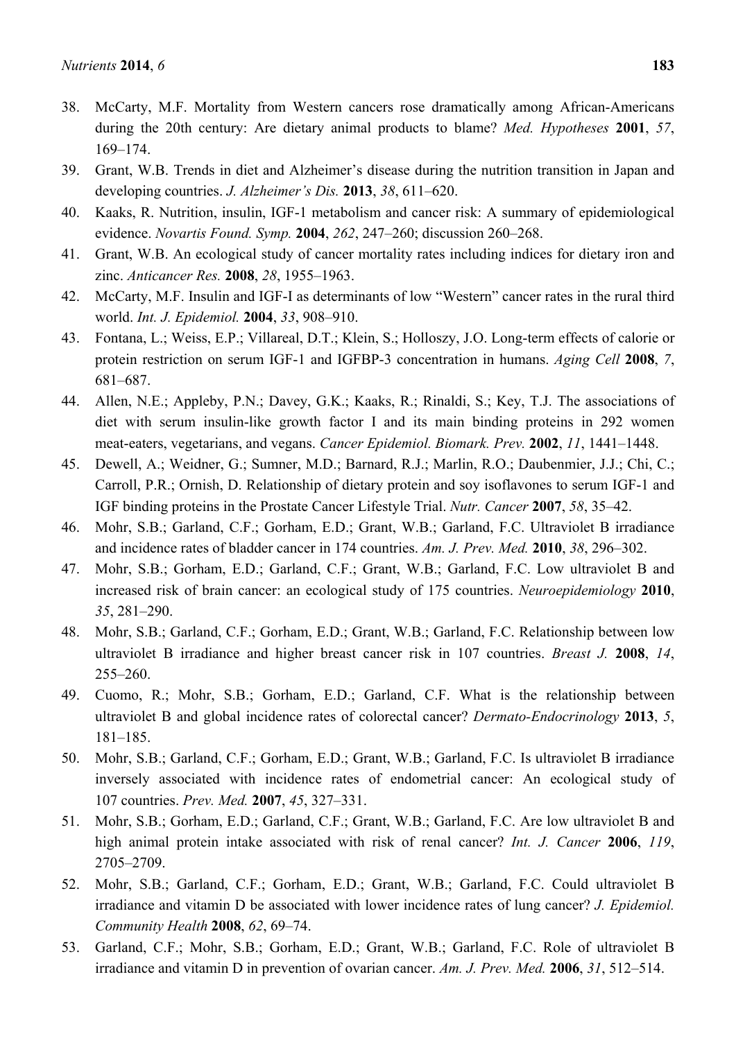38. McCarty, M.F. Mortality from Western cancers rose dramatically among African-Americans during the 20th century: Are dietary animal products to blame? *Med. Hypotheses* **2001**, *57*, 169–174.
39. Grant, W.B. Trends in diet and Alzheimer's disease during the nutrition transition in Japan and developing countries. *J. Alzheimer's Dis.* **2013**, *38*, 611–620.
40. Kaaks, R. Nutrition, insulin, IGF-1 metabolism and cancer risk: A summary of epidemiological evidence. *Novartis Found. Symp.* **2004**, *262*, 247–260; discussion 260–268.
41. Grant, W.B. An ecological study of cancer mortality rates including indices for dietary iron and zinc. *Anticancer Res.* **2008**, *28*, 1955–1963.
42. McCarty, M.F. Insulin and IGF-I as determinants of low "Western" cancer rates in the rural third world. *Int. J. Epidemiol.* **2004**, *33*, 908–910.
43. Fontana, L.; Weiss, E.P.; Villareal, D.T.; Klein, S.; Holloszy, J.O. Long-term effects of calorie or protein restriction on serum IGF-1 and IGFBP-3 concentration in humans. *Aging Cell* **2008**, *7*, 681–687.
44. Allen, N.E.; Appleby, P.N.; Davey, G.K.; Kaaks, R.; Rinaldi, S.; Key, T.J. The associations of diet with serum insulin-like growth factor I and its main binding proteins in 292 women meat-eaters, vegetarians, and vegans. *Cancer Epidemiol. Biomark. Prev.* **2002**, *11*, 1441–1448.
45. Dewell, A.; Weidner, G.; Sumner, M.D.; Barnard, R.J.; Marlin, R.O.; Daubenmier, J.J.; Chi, C.; Carroll, P.R.; Ornish, D. Relationship of dietary protein and soy isoflavones to serum IGF-1 and IGF binding proteins in the Prostate Cancer Lifestyle Trial. *Nutr. Cancer* **2007**, *58*, 35–42.
46. Mohr, S.B.; Garland, C.F.; Gorham, E.D.; Grant, W.B.; Garland, F.C. Ultraviolet B irradiance and incidence rates of bladder cancer in 174 countries. *Am. J. Prev. Med.* **2010**, *38*, 296–302.
47. Mohr, S.B.; Gorham, E.D.; Garland, C.F.; Grant, W.B.; Garland, F.C. Low ultraviolet B and increased risk of brain cancer: an ecological study of 175 countries. *Neuroepidemiology* **2010**, *35*, 281–290.
48. Mohr, S.B.; Garland, C.F.; Gorham, E.D.; Grant, W.B.; Garland, F.C. Relationship between low ultraviolet B irradiance and higher breast cancer risk in 107 countries. *Breast J.* **2008**, *14*, 255–260.
49. Cuomo, R.; Mohr, S.B.; Gorham, E.D.; Garland, C.F. What is the relationship between ultraviolet B and global incidence rates of colorectal cancer? *Dermato-Endocrinology* **2013**, *5*, 181–185.
50. Mohr, S.B.; Garland, C.F.; Gorham, E.D.; Grant, W.B.; Garland, F.C. Is ultraviolet B irradiance inversely associated with incidence rates of endometrial cancer: An ecological study of 107 countries. *Prev. Med.* **2007**, *45*, 327–331.
51. Mohr, S.B.; Gorham, E.D.; Garland, C.F.; Grant, W.B.; Garland, F.C. Are low ultraviolet B and high animal protein intake associated with risk of renal cancer? *Int. J. Cancer* **2006**, *119*, 2705–2709.
52. Mohr, S.B.; Garland, C.F.; Gorham, E.D.; Grant, W.B.; Garland, F.C. Could ultraviolet B irradiance and vitamin D be associated with lower incidence rates of lung cancer? *J. Epidemiol. Community Health* **2008**, *62*, 69–74.
53. Garland, C.F.; Mohr, S.B.; Gorham, E.D.; Grant, W.B.; Garland, F.C. Role of ultraviolet B irradiance and vitamin D in prevention of ovarian cancer. *Am. J. Prev. Med.* **2006**, *31*, 512–514.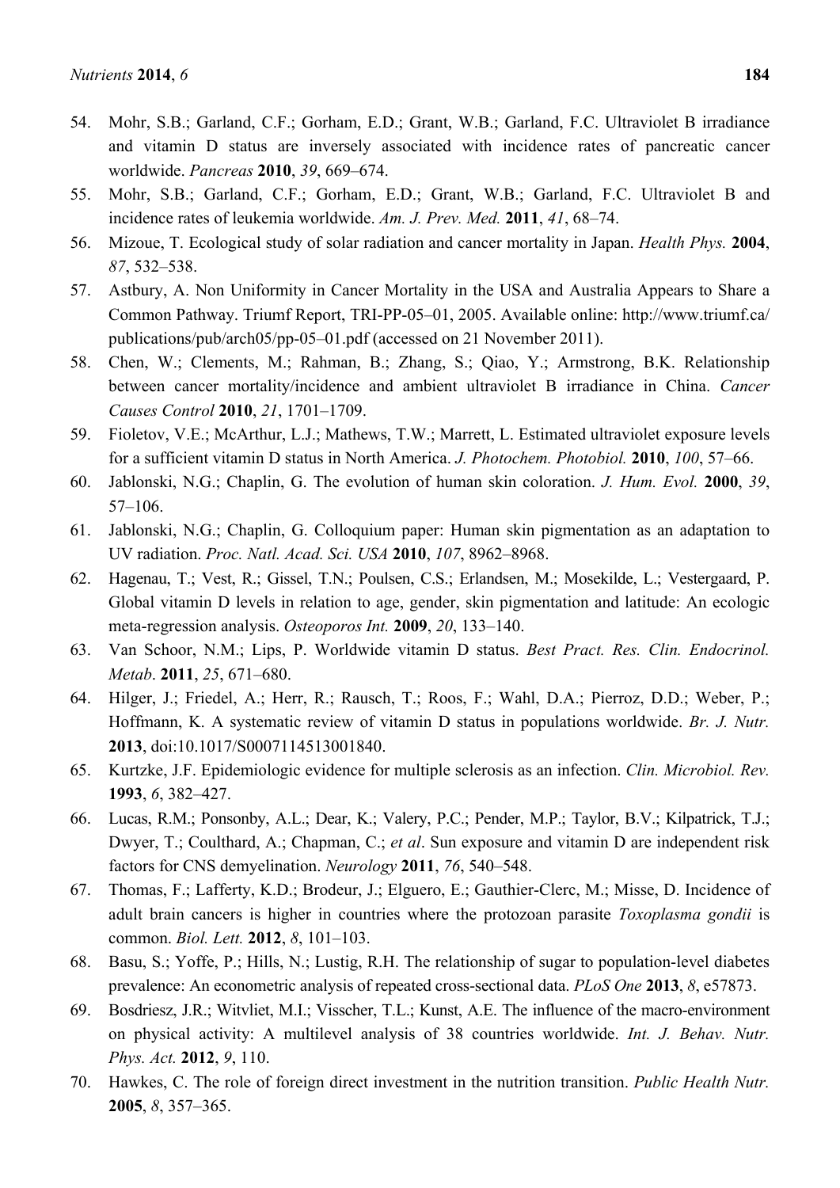54. Mohr, S.B.; Garland, C.F.; Gorham, E.D.; Grant, W.B.; Garland, F.C. Ultraviolet B irradiance and vitamin D status are inversely associated with incidence rates of pancreatic cancer worldwide. *Pancreas* **2010**, *39*, 669–674.
55. Mohr, S.B.; Garland, C.F.; Gorham, E.D.; Grant, W.B.; Garland, F.C. Ultraviolet B and incidence rates of leukemia worldwide. *Am. J. Prev. Med.* **2011**, *41*, 68–74.
56. Mizoue, T. Ecological study of solar radiation and cancer mortality in Japan. *Health Phys.* **2004**, *87*, 532–538.
57. Astbury, A. Non Uniformity in Cancer Mortality in the USA and Australia Appears to Share a Common Pathway. Triumf Report, TRI-PP-05–01, 2005. Available online: http://www.triumf.ca/publications/pub/arch05/pp-05–01.pdf (accessed on 21 November 2011).
58. Chen, W.; Clements, M.; Rahman, B.; Zhang, S.; Qiao, Y.; Armstrong, B.K. Relationship between cancer mortality/incidence and ambient ultraviolet B irradiance in China. *Cancer Causes Control* **2010**, *21*, 1701–1709.
59. Fioletov, V.E.; McArthur, L.J.; Mathews, T.W.; Marrett, L. Estimated ultraviolet exposure levels for a sufficient vitamin D status in North America. *J. Photochem. Photobiol.* **2010**, *100*, 57–66.
60. Jablonski, N.G.; Chaplin, G. The evolution of human skin coloration. *J. Hum. Evol.* **2000**, *39*, 57–106.
61. Jablonski, N.G.; Chaplin, G. Colloquium paper: Human skin pigmentation as an adaptation to UV radiation. *Proc. Natl. Acad. Sci. USA* **2010**, *107*, 8962–8968.
62. Hagenau, T.; Vest, R.; Gissel, T.N.; Poulsen, C.S.; Erlandsen, M.; Mosekilde, L.; Vestergaard, P. Global vitamin D levels in relation to age, gender, skin pigmentation and latitude: An ecologic meta-regression analysis. *Osteoporos Int.* **2009**, *20*, 133–140.
63. Van Schoor, N.M.; Lips, P. Worldwide vitamin D status. *Best Pract. Res. Clin. Endocrinol. Metab*. **2011**, *25*, 671–680.
64. Hilger, J.; Friedel, A.; Herr, R.; Rausch, T.; Roos, F.; Wahl, D.A.; Pierroz, D.D.; Weber, P.; Hoffmann, K. A systematic review of vitamin D status in populations worldwide. *Br. J. Nutr.* **2013**, doi:10.1017/S0007114513001840.
65. Kurtzke, J.F. Epidemiologic evidence for multiple sclerosis as an infection. *Clin. Microbiol. Rev.* **1993**, *6*, 382–427.
66. Lucas, R.M.; Ponsonby, A.L.; Dear, K.; Valery, P.C.; Pender, M.P.; Taylor, B.V.; Kilpatrick, T.J.; Dwyer, T.; Coulthard, A.; Chapman, C.; *et al*. Sun exposure and vitamin D are independent risk factors for CNS demyelination. *Neurology* **2011**, *76*, 540–548.
67. Thomas, F.; Lafferty, K.D.; Brodeur, J.; Elguero, E.; Gauthier-Clerc, M.; Misse, D. Incidence of adult brain cancers is higher in countries where the protozoan parasite *Toxoplasma gondii* is common. *Biol. Lett.* **2012**, *8*, 101–103.
68. Basu, S.; Yoffe, P.; Hills, N.; Lustig, R.H. The relationship of sugar to population-level diabetes prevalence: An econometric analysis of repeated cross-sectional data. *PLoS One* **2013**, *8*, e57873.
69. Bosdriesz, J.R.; Witvliet, M.I.; Visscher, T.L.; Kunst, A.E. The influence of the macro-environment on physical activity: A multilevel analysis of 38 countries worldwide. *Int. J. Behav. Nutr. Phys. Act.* **2012**, *9*, 110.
70. Hawkes, C. The role of foreign direct investment in the nutrition transition. *Public Health Nutr.* **2005**, *8*, 357–365.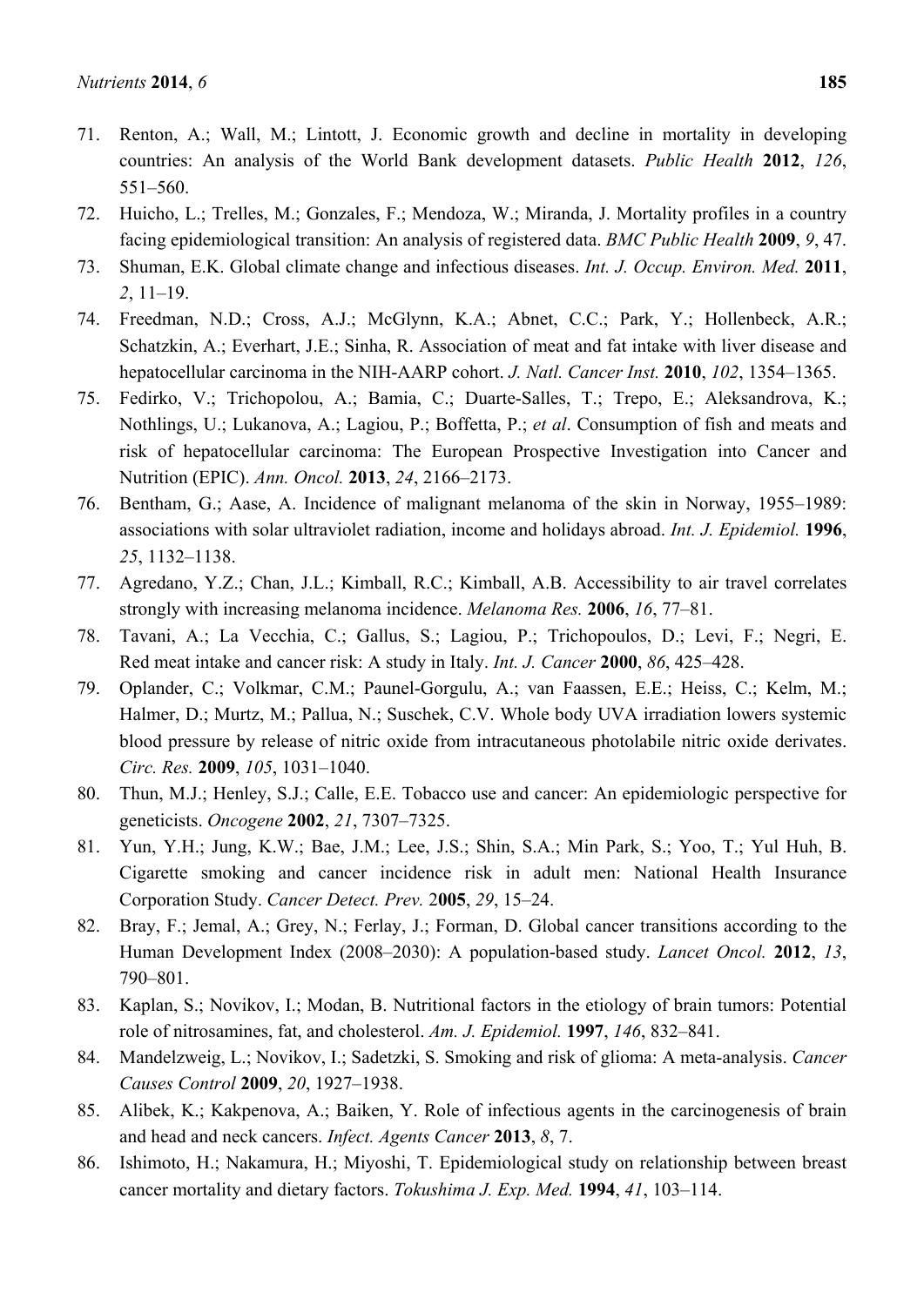71. Renton, A.; Wall, M.; Lintott, J. Economic growth and decline in mortality in developing countries: An analysis of the World Bank development datasets. *Public Health* **2012**, *126*, 551–560.
72. Huicho, L.; Trelles, M.; Gonzales, F.; Mendoza, W.; Miranda, J. Mortality profiles in a country facing epidemiological transition: An analysis of registered data. *BMC Public Health* **2009**, *9*, 47.
73. Shuman, E.K. Global climate change and infectious diseases. *Int. J. Occup. Environ. Med.* **2011**, *2*, 11–19.
74. Freedman, N.D.; Cross, A.J.; McGlynn, K.A.; Abnet, C.C.; Park, Y.; Hollenbeck, A.R.; Schatzkin, A.; Everhart, J.E.; Sinha, R. Association of meat and fat intake with liver disease and hepatocellular carcinoma in the NIH-AARP cohort. *J. Natl. Cancer Inst.* **2010**, *102*, 1354–1365.
75. Fedirko, V.; Trichopolou, A.; Bamia, C.; Duarte-Salles, T.; Trepo, E.; Aleksandrova, K.; Nothlings, U.; Lukanova, A.; Lagiou, P.; Boffetta, P.; *et al*. Consumption of fish and meats and risk of hepatocellular carcinoma: The European Prospective Investigation into Cancer and Nutrition (EPIC). *Ann. Oncol.* **2013**, *24*, 2166–2173.
76. Bentham, G.; Aase, A. Incidence of malignant melanoma of the skin in Norway, 1955–1989: associations with solar ultraviolet radiation, income and holidays abroad. *Int. J. Epidemiol.* **1996**, *25*, 1132–1138.
77. Agredano, Y.Z.; Chan, J.L.; Kimball, R.C.; Kimball, A.B. Accessibility to air travel correlates strongly with increasing melanoma incidence. *Melanoma Res.* **2006**, *16*, 77–81.
78. Tavani, A.; La Vecchia, C.; Gallus, S.; Lagiou, P.; Trichopoulos, D.; Levi, F.; Negri, E. Red meat intake and cancer risk: A study in Italy. *Int. J. Cancer* **2000**, *86*, 425–428.
79. Oplander, C.; Volkmar, C.M.; Paunel-Gorgulu, A.; van Faassen, E.E.; Heiss, C.; Kelm, M.; Halmer, D.; Murtz, M.; Pallua, N.; Suschek, C.V. Whole body UVA irradiation lowers systemic blood pressure by release of nitric oxide from intracutaneous photolabile nitric oxide derivates. *Circ. Res.* **2009**, *105*, 1031–1040.
80. Thun, M.J.; Henley, S.J.; Calle, E.E. Tobacco use and cancer: An epidemiologic perspective for geneticists. *Oncogene* **2002**, *21*, 7307–7325.
81. Yun, Y.H.; Jung, K.W.; Bae, J.M.; Lee, J.S.; Shin, S.A.; Min Park, S.; Yoo, T.; Yul Huh, B. Cigarette smoking and cancer incidence risk in adult men: National Health Insurance Corporation Study. *Cancer Detect. Prev.* 2**005**, *29*, 15–24.
82. Bray, F.; Jemal, A.; Grey, N.; Ferlay, J.; Forman, D. Global cancer transitions according to the Human Development Index (2008–2030): A population-based study. *Lancet Oncol.* **2012**, *13*, 790–801.
83. Kaplan, S.; Novikov, I.; Modan, B. Nutritional factors in the etiology of brain tumors: Potential role of nitrosamines, fat, and cholesterol. *Am. J. Epidemiol.* **1997**, *146*, 832–841.
84. Mandelzweig, L.; Novikov, I.; Sadetzki, S. Smoking and risk of glioma: A meta-analysis. *Cancer Causes Control* **2009**, *20*, 1927–1938.
85. Alibek, K.; Kakpenova, A.; Baiken, Y. Role of infectious agents in the carcinogenesis of brain and head and neck cancers. *Infect. Agents Cancer* **2013**, *8*, 7.
86. Ishimoto, H.; Nakamura, H.; Miyoshi, T. Epidemiological study on relationship between breast cancer mortality and dietary factors. *Tokushima J. Exp. Med.* **1994**, *41*, 103–114.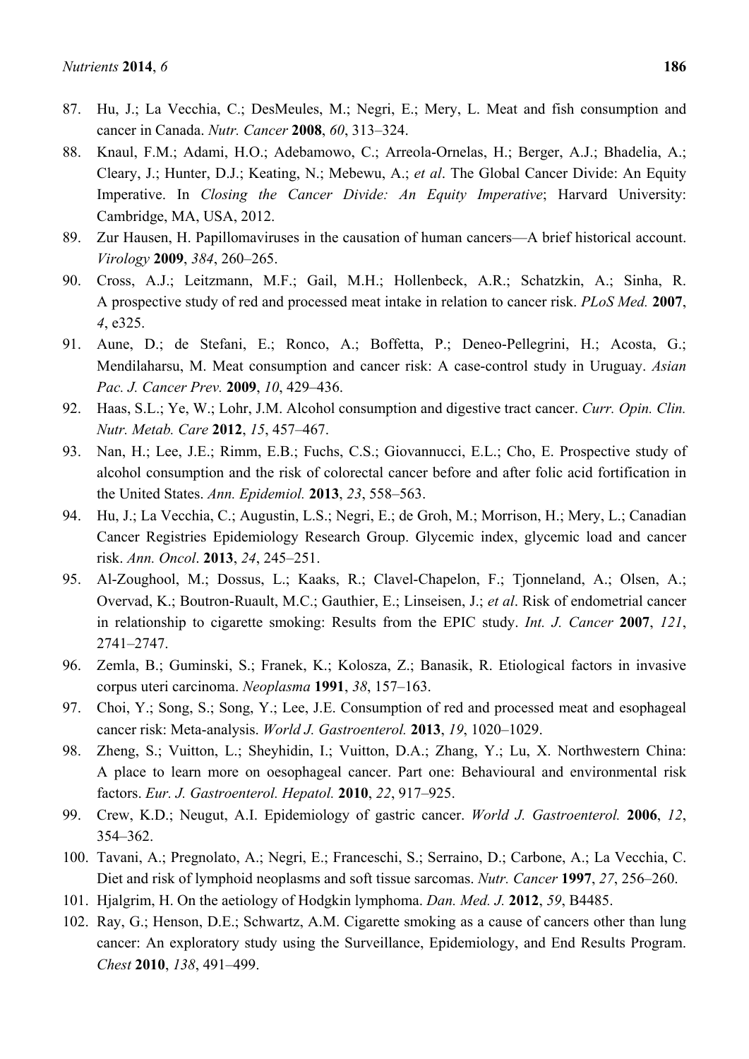87. Hu, J.; La Vecchia, C.; DesMeules, M.; Negri, E.; Mery, L. Meat and fish consumption and cancer in Canada. *Nutr. Cancer* **2008**, *60*, 313–324.
88. Knaul, F.M.; Adami, H.O.; Adebamowo, C.; Arreola-Ornelas, H.; Berger, A.J.; Bhadelia, A.; Cleary, J.; Hunter, D.J.; Keating, N.; Mebewu, A.; *et al*. The Global Cancer Divide: An Equity Imperative. In *Closing the Cancer Divide: An Equity Imperative*; Harvard University: Cambridge, MA, USA, 2012.
89. Zur Hausen, H. Papillomaviruses in the causation of human cancers—A brief historical account. *Virology* **2009**, *384*, 260–265.
90. Cross, A.J.; Leitzmann, M.F.; Gail, M.H.; Hollenbeck, A.R.; Schatzkin, A.; Sinha, R. A prospective study of red and processed meat intake in relation to cancer risk. *PLoS Med.* **2007**, *4*, e325.
91. Aune, D.; de Stefani, E.; Ronco, A.; Boffetta, P.; Deneo-Pellegrini, H.; Acosta, G.; Mendilaharsu, M. Meat consumption and cancer risk: A case-control study in Uruguay. *Asian Pac. J. Cancer Prev.* **2009**, *10*, 429–436.
92. Haas, S.L.; Ye, W.; Lohr, J.M. Alcohol consumption and digestive tract cancer. *Curr. Opin. Clin. Nutr. Metab. Care* **2012**, *15*, 457–467.
93. Nan, H.; Lee, J.E.; Rimm, E.B.; Fuchs, C.S.; Giovannucci, E.L.; Cho, E. Prospective study of alcohol consumption and the risk of colorectal cancer before and after folic acid fortification in the United States. *Ann. Epidemiol.* **2013**, *23*, 558–563.
94. Hu, J.; La Vecchia, C.; Augustin, L.S.; Negri, E.; de Groh, M.; Morrison, H.; Mery, L.; Canadian Cancer Registries Epidemiology Research Group. Glycemic index, glycemic load and cancer risk. *Ann. Oncol*. **2013**, *24*, 245–251.
95. Al-Zoughool, M.; Dossus, L.; Kaaks, R.; Clavel-Chapelon, F.; Tjonneland, A.; Olsen, A.; Overvad, K.; Boutron-Ruault, M.C.; Gauthier, E.; Linseisen, J.; *et al*. Risk of endometrial cancer in relationship to cigarette smoking: Results from the EPIC study. *Int. J. Cancer* **2007**, *121*, 2741–2747.
96. Zemla, B.; Guminski, S.; Franek, K.; Kolosza, Z.; Banasik, R. Etiological factors in invasive corpus uteri carcinoma. *Neoplasma* **1991**, *38*, 157–163.
97. Choi, Y.; Song, S.; Song, Y.; Lee, J.E. Consumption of red and processed meat and esophageal cancer risk: Meta-analysis. *World J. Gastroenterol.* **2013**, *19*, 1020–1029.
98. Zheng, S.; Vuitton, L.; Sheyhidin, I.; Vuitton, D.A.; Zhang, Y.; Lu, X. Northwestern China: A place to learn more on oesophageal cancer. Part one: Behavioural and environmental risk factors. *Eur. J. Gastroenterol. Hepatol.* **2010**, *22*, 917–925.
99. Crew, K.D.; Neugut, A.I. Epidemiology of gastric cancer. *World J. Gastroenterol.* **2006**, *12*, 354–362.
100. Tavani, A.; Pregnolato, A.; Negri, E.; Franceschi, S.; Serraino, D.; Carbone, A.; La Vecchia, C. Diet and risk of lymphoid neoplasms and soft tissue sarcomas. *Nutr. Cancer* **1997**, *27*, 256–260.
101. Hjalgrim, H. On the aetiology of Hodgkin lymphoma. *Dan. Med. J.* **2012**, *59*, B4485.
102. Ray, G.; Henson, D.E.; Schwartz, A.M. Cigarette smoking as a cause of cancers other than lung cancer: An exploratory study using the Surveillance, Epidemiology, and End Results Program. *Chest* **2010**, *138*, 491–499.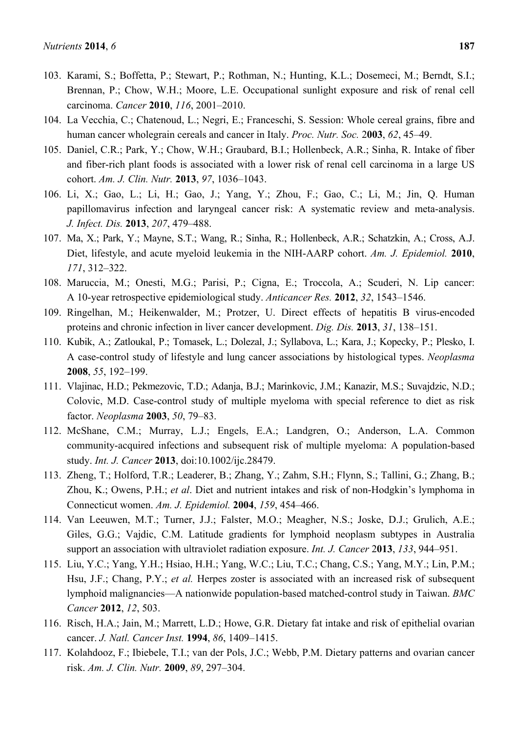103. Karami, S.; Boffetta, P.; Stewart, P.; Rothman, N.; Hunting, K.L.; Dosemeci, M.; Berndt, S.I.; Brennan, P.; Chow, W.H.; Moore, L.E. Occupational sunlight exposure and risk of renal cell carcinoma. *Cancer* **2010**, *116*, 2001–2010.
104. La Vecchia, C.; Chatenoud, L.; Negri, E.; Franceschi, S. Session: Whole cereal grains, fibre and human cancer wholegrain cereals and cancer in Italy. *Proc. Nutr. Soc.* 2**003**, *62*, 45–49.
105. Daniel, C.R.; Park, Y.; Chow, W.H.; Graubard, B.I.; Hollenbeck, A.R.; Sinha, R. Intake of fiber and fiber-rich plant foods is associated with a lower risk of renal cell carcinoma in a large US cohort. *Am. J. Clin. Nutr.* **2013**, *97*, 1036–1043.
106. Li, X.; Gao, L.; Li, H.; Gao, J.; Yang, Y.; Zhou, F.; Gao, C.; Li, M.; Jin, Q. Human papillomavirus infection and laryngeal cancer risk: A systematic review and meta-analysis. *J. Infect. Dis.* **2013**, *207*, 479–488.
107. Ma, X.; Park, Y.; Mayne, S.T.; Wang, R.; Sinha, R.; Hollenbeck, A.R.; Schatzkin, A.; Cross, A.J. Diet, lifestyle, and acute myeloid leukemia in the NIH-AARP cohort. *Am. J. Epidemiol.* **2010**, *171*, 312–322.
108. Maruccia, M.; Onesti, M.G.; Parisi, P.; Cigna, E.; Troccola, A.; Scuderi, N. Lip cancer: A 10-year retrospective epidemiological study. *Anticancer Res.* **2012**, *32*, 1543–1546.
109. Ringelhan, M.; Heikenwalder, M.; Protzer, U. Direct effects of hepatitis B virus-encoded proteins and chronic infection in liver cancer development. *Dig. Dis.* **2013**, *31*, 138–151.
110. Kubik, A.; Zatloukal, P.; Tomasek, L.; Dolezal, J.; Syllabova, L.; Kara, J.; Kopecky, P.; Plesko, I. A case-control study of lifestyle and lung cancer associations by histological types. *Neoplasma* **2008**, *55*, 192–199.
111. Vlajinac, H.D.; Pekmezovic, T.D.; Adanja, B.J.; Marinkovic, J.M.; Kanazir, M.S.; Suvajdzic, N.D.; Colovic, M.D. Case-control study of multiple myeloma with special reference to diet as risk factor. *Neoplasma* **2003**, *50*, 79–83.
112. McShane, C.M.; Murray, L.J.; Engels, E.A.; Landgren, O.; Anderson, L.A. Common community-acquired infections and subsequent risk of multiple myeloma: A population-based study. *Int. J. Cancer* **2013**, doi:10.1002/ijc.28479.
113. Zheng, T.; Holford, T.R.; Leaderer, B.; Zhang, Y.; Zahm, S.H.; Flynn, S.; Tallini, G.; Zhang, B.; Zhou, K.; Owens, P.H.; *et al*. Diet and nutrient intakes and risk of non-Hodgkin's lymphoma in Connecticut women. *Am. J. Epidemiol.* **2004**, *159*, 454–466.
114. Van Leeuwen, M.T.; Turner, J.J.; Falster, M.O.; Meagher, N.S.; Joske, D.J.; Grulich, A.E.; Giles, G.G.; Vajdic, C.M. Latitude gradients for lymphoid neoplasm subtypes in Australia support an association with ultraviolet radiation exposure. *Int. J. Cancer* 2**013**, *133*, 944–951.
115. Liu, Y.C.; Yang, Y.H.; Hsiao, H.H.; Yang, W.C.; Liu, T.C.; Chang, C.S.; Yang, M.Y.; Lin, P.M.; Hsu, J.F.; Chang, P.Y.; *et al.* Herpes zoster is associated with an increased risk of subsequent lymphoid malignancies—A nationwide population-based matched-control study in Taiwan. *BMC Cancer* **2012**, *12*, 503.
116. Risch, H.A.; Jain, M.; Marrett, L.D.; Howe, G.R. Dietary fat intake and risk of epithelial ovarian cancer. *J. Natl. Cancer Inst.* **1994**, *86*, 1409–1415.
117. Kolahdooz, F.; Ibiebele, T.I.; van der Pols, J.C.; Webb, P.M. Dietary patterns and ovarian cancer risk. *Am. J. Clin. Nutr.* **2009**, *89*, 297–304.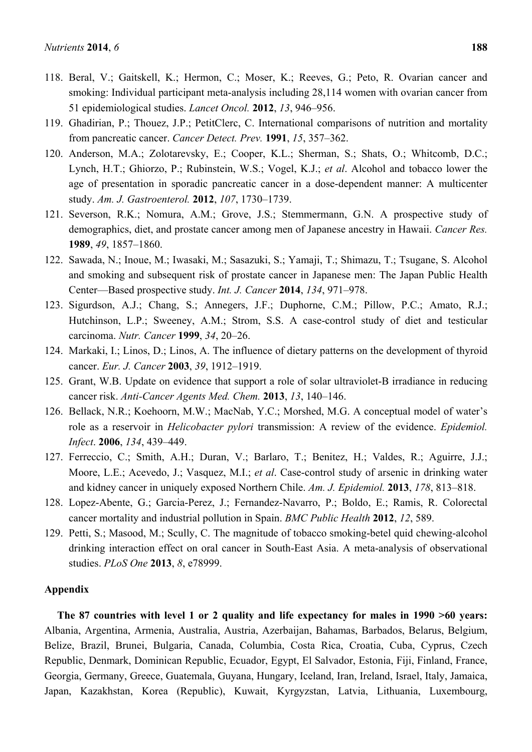118. Beral, V.; Gaitskell, K.; Hermon, C.; Moser, K.; Reeves, G.; Peto, R. Ovarian cancer and smoking: Individual participant meta-analysis including 28,114 women with ovarian cancer from 51 epidemiological studies. *Lancet Oncol.* **2012**, *13*, 946–956.
119. Ghadirian, P.; Thouez, J.P.; PetitClerc, C. International comparisons of nutrition and mortality from pancreatic cancer. *Cancer Detect. Prev.* **1991**, *15*, 357–362.
120. Anderson, M.A.; Zolotarevsky, E.; Cooper, K.L.; Sherman, S.; Shats, O.; Whitcomb, D.C.; Lynch, H.T.; Ghiorzo, P.; Rubinstein, W.S.; Vogel, K.J.; *et al*. Alcohol and tobacco lower the age of presentation in sporadic pancreatic cancer in a dose-dependent manner: A multicenter study. *Am. J. Gastroenterol.* **2012**, *107*, 1730–1739.
121. Severson, R.K.; Nomura, A.M.; Grove, J.S.; Stemmermann, G.N. A prospective study of demographics, diet, and prostate cancer among men of Japanese ancestry in Hawaii. *Cancer Res.* **1989**, *49*, 1857–1860.
122. Sawada, N.; Inoue, M.; Iwasaki, M.; Sasazuki, S.; Yamaji, T.; Shimazu, T.; Tsugane, S. Alcohol and smoking and subsequent risk of prostate cancer in Japanese men: The Japan Public Health Center—Based prospective study. *Int. J. Cancer* **2014**, *134*, 971–978.
123. Sigurdson, A.J.; Chang, S.; Annegers, J.F.; Duphorne, C.M.; Pillow, P.C.; Amato, R.J.; Hutchinson, L.P.; Sweeney, A.M.; Strom, S.S. A case-control study of diet and testicular carcinoma. *Nutr. Cancer* **1999**, *34*, 20–26.
124. Markaki, I.; Linos, D.; Linos, A. The influence of dietary patterns on the development of thyroid cancer. *Eur. J. Cancer* **2003**, *39*, 1912–1919.
125. Grant, W.B. Update on evidence that support a role of solar ultraviolet-B irradiance in reducing cancer risk. *Anti-Cancer Agents Med. Chem.* **2013**, *13*, 140–146.
126. Bellack, N.R.; Koehoorn, M.W.; MacNab, Y.C.; Morshed, M.G. A conceptual model of water's role as a reservoir in *Helicobacter pylori* transmission: A review of the evidence. *Epidemiol. Infect*. **2006**, *134*, 439–449.
127. Ferreccio, C.; Smith, A.H.; Duran, V.; Barlaro, T.; Benitez, H.; Valdes, R.; Aguirre, J.J.; Moore, L.E.; Acevedo, J.; Vasquez, M.I.; *et al*. Case-control study of arsenic in drinking water and kidney cancer in uniquely exposed Northern Chile. *Am. J. Epidemiol.* **2013**, *178*, 813–818.
128. Lopez-Abente, G.; Garcia-Perez, J.; Fernandez-Navarro, P.; Boldo, E.; Ramis, R. Colorectal cancer mortality and industrial pollution in Spain. *BMC Public Health* **2012**, *12*, 589.
129. Petti, S.; Masood, M.; Scully, C. The magnitude of tobacco smoking-betel quid chewing-alcohol drinking interaction effect on oral cancer in South-East Asia. A meta-analysis of observational studies. *PLoS One* **2013**, *8*, e78999.

## Appendix

**The 87 countries with level 1 or 2 quality and life expectancy for males in 1990 >60 years:** Albania, Argentina, Armenia, Australia, Austria, Azerbaijan, Bahamas, Barbados, Belarus, Belgium, Belize, Brazil, Brunei, Bulgaria, Canada, Columbia, Costa Rica, Croatia, Cuba, Cyprus, Czech Republic, Denmark, Dominican Republic, Ecuador, Egypt, El Salvador, Estonia, Fiji, Finland, France, Georgia, Germany, Greece, Guatemala, Guyana, Hungary, Iceland, Iran, Ireland, Israel, Italy, Jamaica, Japan, Kazakhstan, Korea (Republic), Kuwait, Kyrgyzstan, Latvia, Lithuania, Luxembourg,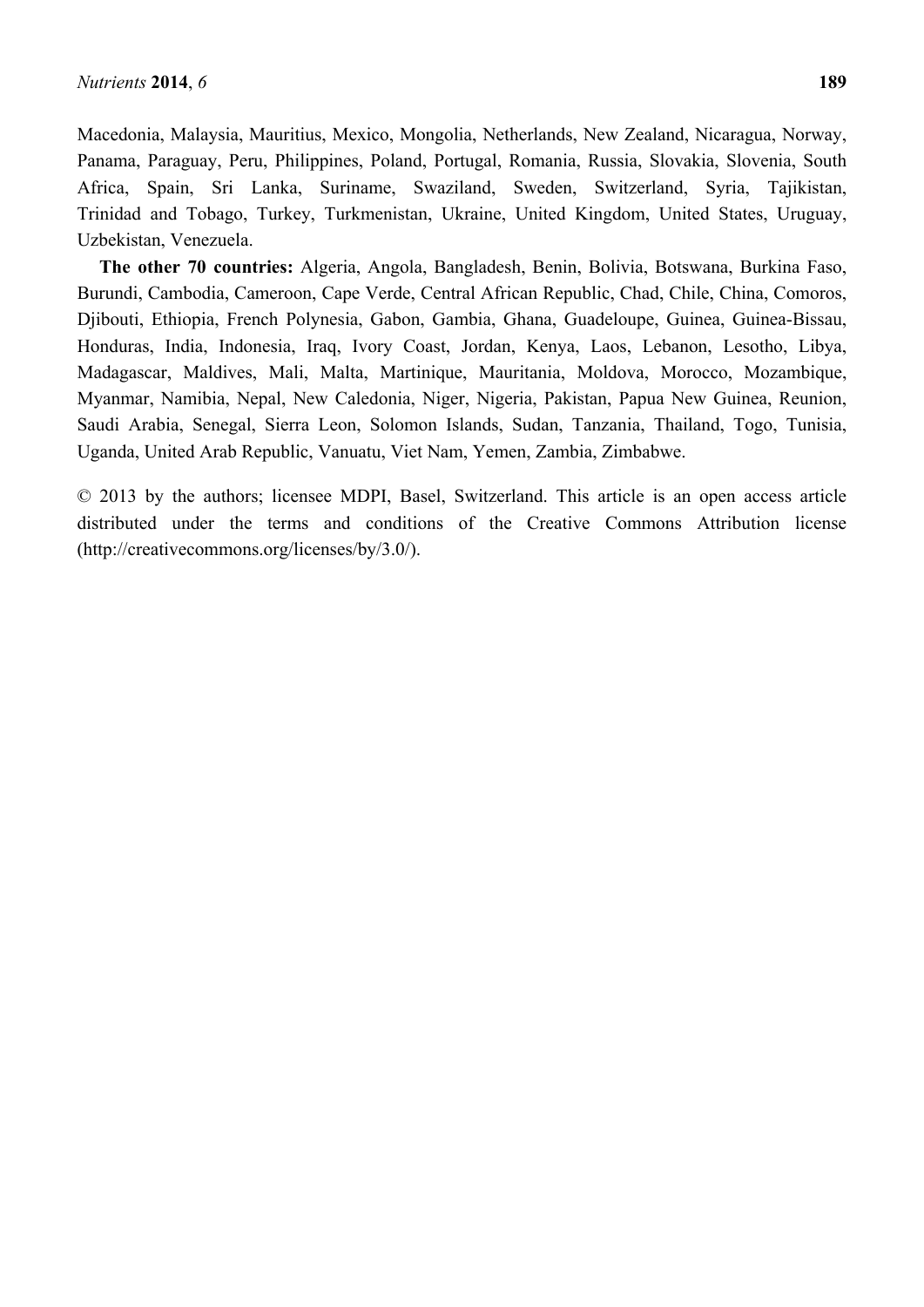Macedonia, Malaysia, Mauritius, Mexico, Mongolia, Netherlands, New Zealand, Nicaragua, Norway, Panama, Paraguay, Peru, Philippines, Poland, Portugal, Romania, Russia, Slovakia, Slovenia, South Africa, Spain, Sri Lanka, Suriname, Swaziland, Sweden, Switzerland, Syria, Tajikistan, Trinidad and Tobago, Turkey, Turkmenistan, Ukraine, United Kingdom, United States, Uruguay, Uzbekistan, Venezuela.

**The other 70 countries:** Algeria, Angola, Bangladesh, Benin, Bolivia, Botswana, Burkina Faso, Burundi, Cambodia, Cameroon, Cape Verde, Central African Republic, Chad, Chile, China, Comoros, Djibouti, Ethiopia, French Polynesia, Gabon, Gambia, Ghana, Guadeloupe, Guinea, Guinea-Bissau, Honduras, India, Indonesia, Iraq, Ivory Coast, Jordan, Kenya, Laos, Lebanon, Lesotho, Libya, Madagascar, Maldives, Mali, Malta, Martinique, Mauritania, Moldova, Morocco, Mozambique, Myanmar, Namibia, Nepal, New Caledonia, Niger, Nigeria, Pakistan, Papua New Guinea, Reunion, Saudi Arabia, Senegal, Sierra Leon, Solomon Islands, Sudan, Tanzania, Thailand, Togo, Tunisia, Uganda, United Arab Republic, Vanuatu, Viet Nam, Yemen, Zambia, Zimbabwe.

© 2013 by the authors; licensee MDPI, Basel, Switzerland. This article is an open access article distributed under the terms and conditions of the Creative Commons Attribution license (http://creativecommons.org/licenses/by/3.0/).